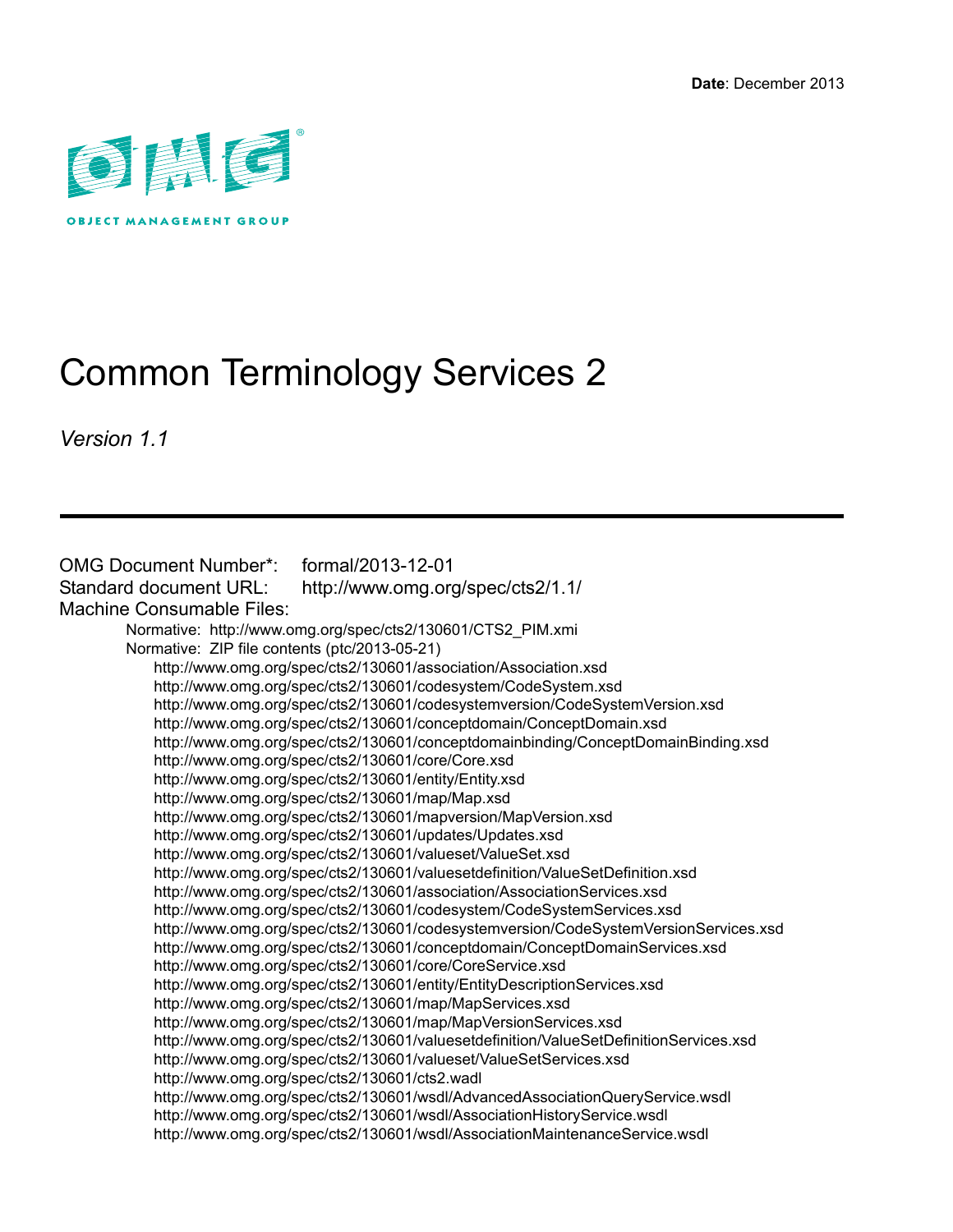**Date**: December 2013

OBJECT MANAGEMENT GROUP

# Common Terminology Services 2

*Version 1.1*

---

OMG Document Number*: formal/2013-12-01
Standard document URL: http://www.omg.org/spec/cts2/1.1/
Machine Consumable Files:

- Normative: http://www.omg.org/spec/cts2/130601/CTS2_PIM.xmi
- Normative: ZIP file contents (ptc/2013-05-21)
  - http://www.omg.org/spec/cts2/130601/association/Association.xsd
  - http://www.omg.org/spec/cts2/130601/codesystem/CodeSystem.xsd
  - http://www.omg.org/spec/cts2/130601/codesystemversion/CodeSystemVersion.xsd
  - http://www.omg.org/spec/cts2/130601/conceptdomain/ConceptDomain.xsd
  - http://www.omg.org/spec/cts2/130601/conceptdomainbinding/ConceptDomainBinding.xsd
  - http://www.omg.org/spec/cts2/130601/core/Core.xsd
  - http://www.omg.org/spec/cts2/130601/entity/Entity.xsd
  - http://www.omg.org/spec/cts2/130601/map/Map.xsd
  - http://www.omg.org/spec/cts2/130601/mapversion/MapVersion.xsd
  - http://www.omg.org/spec/cts2/130601/updates/Updates.xsd
  - http://www.omg.org/spec/cts2/130601/valueset/ValueSet.xsd
  - http://www.omg.org/spec/cts2/130601/valuesetdefinition/ValueSetDefinition.xsd
  - http://www.omg.org/spec/cts2/130601/association/AssociationServices.xsd
  - http://www.omg.org/spec/cts2/130601/codesystem/CodeSystemServices.xsd
  - http://www.omg.org/spec/cts2/130601/codesystemversion/CodeSystemVersionServices.xsd
  - http://www.omg.org/spec/cts2/130601/conceptdomain/ConceptDomainServices.xsd
  - http://www.omg.org/spec/cts2/130601/core/CoreService.xsd
  - http://www.omg.org/spec/cts2/130601/entity/EntityDescriptionServices.xsd
  - http://www.omg.org/spec/cts2/130601/map/MapServices.xsd
  - http://www.omg.org/spec/cts2/130601/map/MapVersionServices.xsd
  - http://www.omg.org/spec/cts2/130601/valuesetdefinition/ValueSetDefinitionServices.xsd
  - http://www.omg.org/spec/cts2/130601/valueset/ValueSetServices.xsd
  - http://www.omg.org/spec/cts2/130601/cts2.wadl
  - http://www.omg.org/spec/cts2/130601/wsdl/AdvancedAssociationQueryService.wsdl
  - http://www.omg.org/spec/cts2/130601/wsdl/AssociationHistoryService.wsdl
  - http://www.omg.org/spec/cts2/130601/wsdl/AssociationMaintenanceService.wsdl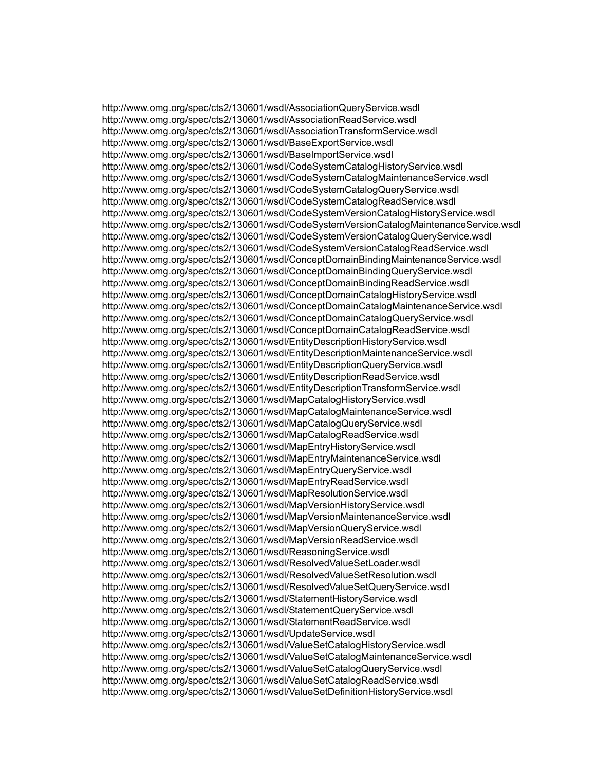http://www.omg.org/spec/cts2/130601/wsdl/AssociationQueryService.wsdl
http://www.omg.org/spec/cts2/130601/wsdl/AssociationReadService.wsdl
http://www.omg.org/spec/cts2/130601/wsdl/AssociationTransformService.wsdl
http://www.omg.org/spec/cts2/130601/wsdl/BaseExportService.wsdl
http://www.omg.org/spec/cts2/130601/wsdl/BaseImportService.wsdl
http://www.omg.org/spec/cts2/130601/wsdl/CodeSystemCatalogHistoryService.wsdl
http://www.omg.org/spec/cts2/130601/wsdl/CodeSystemCatalogMaintenanceService.wsdl
http://www.omg.org/spec/cts2/130601/wsdl/CodeSystemCatalogQueryService.wsdl
http://www.omg.org/spec/cts2/130601/wsdl/CodeSystemCatalogReadService.wsdl
http://www.omg.org/spec/cts2/130601/wsdl/CodeSystemVersionCatalogHistoryService.wsdl
http://www.omg.org/spec/cts2/130601/wsdl/CodeSystemVersionCatalogMaintenanceService.wsdl
http://www.omg.org/spec/cts2/130601/wsdl/CodeSystemVersionCatalogQueryService.wsdl
http://www.omg.org/spec/cts2/130601/wsdl/CodeSystemVersionCatalogReadService.wsdl
http://www.omg.org/spec/cts2/130601/wsdl/ConceptDomainBindingMaintenanceService.wsdl
http://www.omg.org/spec/cts2/130601/wsdl/ConceptDomainBindingQueryService.wsdl
http://www.omg.org/spec/cts2/130601/wsdl/ConceptDomainBindingReadService.wsdl
http://www.omg.org/spec/cts2/130601/wsdl/ConceptDomainCatalogHistoryService.wsdl
http://www.omg.org/spec/cts2/130601/wsdl/ConceptDomainCatalogMaintenanceService.wsdl
http://www.omg.org/spec/cts2/130601/wsdl/ConceptDomainCatalogQueryService.wsdl
http://www.omg.org/spec/cts2/130601/wsdl/ConceptDomainCatalogReadService.wsdl
http://www.omg.org/spec/cts2/130601/wsdl/EntityDescriptionHistoryService.wsdl
http://www.omg.org/spec/cts2/130601/wsdl/EntityDescriptionMaintenanceService.wsdl
http://www.omg.org/spec/cts2/130601/wsdl/EntityDescriptionQueryService.wsdl
http://www.omg.org/spec/cts2/130601/wsdl/EntityDescriptionReadService.wsdl
http://www.omg.org/spec/cts2/130601/wsdl/EntityDescriptionTransformService.wsdl
http://www.omg.org/spec/cts2/130601/wsdl/MapCatalogHistoryService.wsdl
http://www.omg.org/spec/cts2/130601/wsdl/MapCatalogMaintenanceService.wsdl
http://www.omg.org/spec/cts2/130601/wsdl/MapCatalogQueryService.wsdl
http://www.omg.org/spec/cts2/130601/wsdl/MapCatalogReadService.wsdl
http://www.omg.org/spec/cts2/130601/wsdl/MapEntryHistoryService.wsdl
http://www.omg.org/spec/cts2/130601/wsdl/MapEntryMaintenanceService.wsdl
http://www.omg.org/spec/cts2/130601/wsdl/MapEntryQueryService.wsdl
http://www.omg.org/spec/cts2/130601/wsdl/MapEntryReadService.wsdl
http://www.omg.org/spec/cts2/130601/wsdl/MapResolutionService.wsdl
http://www.omg.org/spec/cts2/130601/wsdl/MapVersionHistoryService.wsdl
http://www.omg.org/spec/cts2/130601/wsdl/MapVersionMaintenanceService.wsdl
http://www.omg.org/spec/cts2/130601/wsdl/MapVersionQueryService.wsdl
http://www.omg.org/spec/cts2/130601/wsdl/MapVersionReadService.wsdl
http://www.omg.org/spec/cts2/130601/wsdl/ReasoningService.wsdl
http://www.omg.org/spec/cts2/130601/wsdl/ResolvedValueSetLoader.wsdl
http://www.omg.org/spec/cts2/130601/wsdl/ResolvedValueSetResolution.wsdl
http://www.omg.org/spec/cts2/130601/wsdl/ResolvedValueSetQueryService.wsdl
http://www.omg.org/spec/cts2/130601/wsdl/StatementHistoryService.wsdl
http://www.omg.org/spec/cts2/130601/wsdl/StatementQueryService.wsdl
http://www.omg.org/spec/cts2/130601/wsdl/StatementReadService.wsdl
http://www.omg.org/spec/cts2/130601/wsdl/UpdateService.wsdl
http://www.omg.org/spec/cts2/130601/wsdl/ValueSetCatalogHistoryService.wsdl
http://www.omg.org/spec/cts2/130601/wsdl/ValueSetCatalogMaintenanceService.wsdl
http://www.omg.org/spec/cts2/130601/wsdl/ValueSetCatalogQueryService.wsdl
http://www.omg.org/spec/cts2/130601/wsdl/ValueSetCatalogReadService.wsdl
http://www.omg.org/spec/cts2/130601/wsdl/ValueSetDefinitionHistoryService.wsdl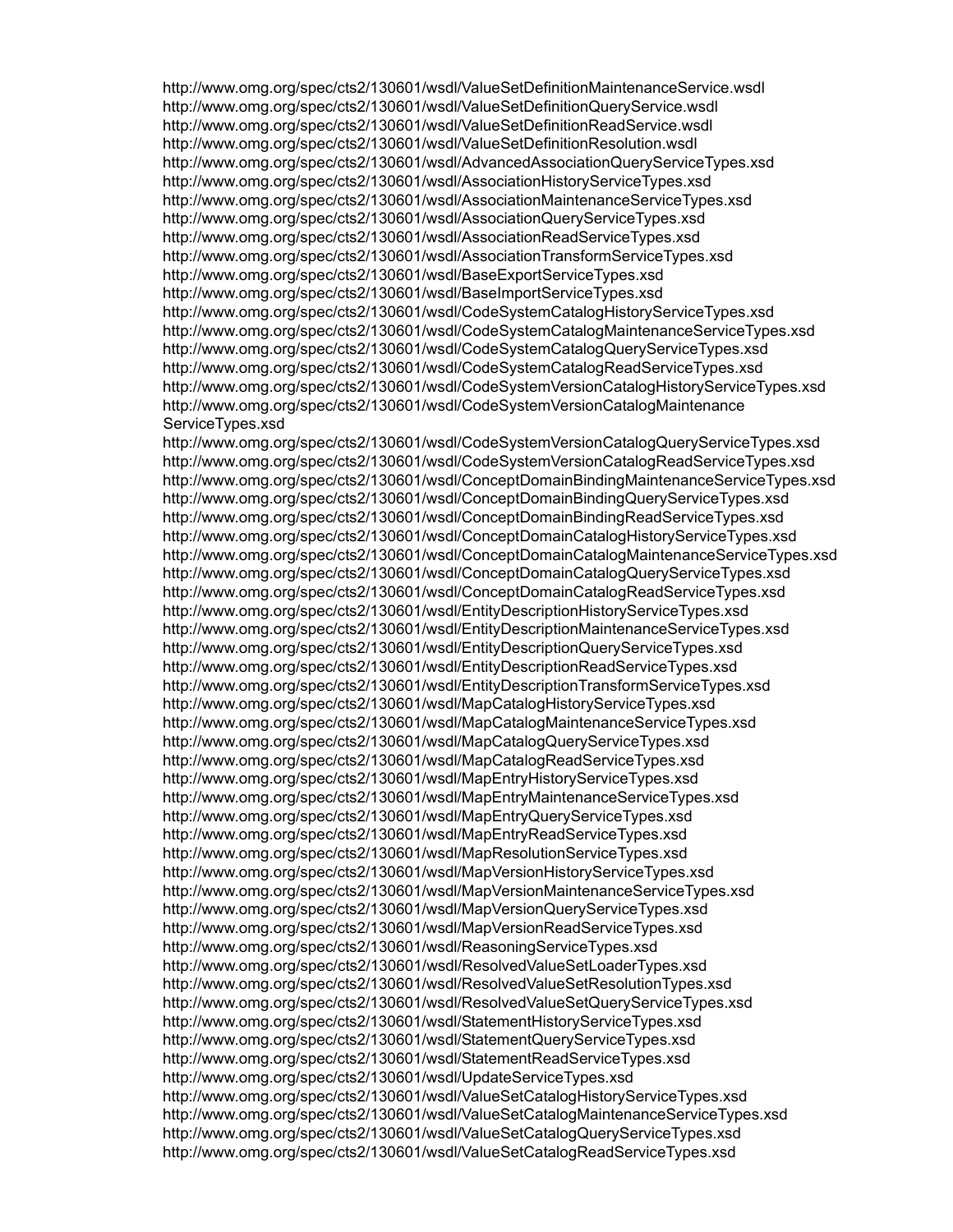http://www.omg.org/spec/cts2/130601/wsdl/ValueSetDefinitionMaintenanceService.wsdl
http://www.omg.org/spec/cts2/130601/wsdl/ValueSetDefinitionQueryService.wsdl
http://www.omg.org/spec/cts2/130601/wsdl/ValueSetDefinitionReadService.wsdl
http://www.omg.org/spec/cts2/130601/wsdl/ValueSetDefinitionResolution.wsdl
http://www.omg.org/spec/cts2/130601/wsdl/AdvancedAssociationQueryServiceTypes.xsd
http://www.omg.org/spec/cts2/130601/wsdl/AssociationHistoryServiceTypes.xsd
http://www.omg.org/spec/cts2/130601/wsdl/AssociationMaintenanceServiceTypes.xsd
http://www.omg.org/spec/cts2/130601/wsdl/AssociationQueryServiceTypes.xsd
http://www.omg.org/spec/cts2/130601/wsdl/AssociationReadServiceTypes.xsd
http://www.omg.org/spec/cts2/130601/wsdl/AssociationTransformServiceTypes.xsd
http://www.omg.org/spec/cts2/130601/wsdl/BaseExportServiceTypes.xsd
http://www.omg.org/spec/cts2/130601/wsdl/BaseImportServiceTypes.xsd
http://www.omg.org/spec/cts2/130601/wsdl/CodeSystemCatalogHistoryServiceTypes.xsd
http://www.omg.org/spec/cts2/130601/wsdl/CodeSystemCatalogMaintenanceServiceTypes.xsd
http://www.omg.org/spec/cts2/130601/wsdl/CodeSystemCatalogQueryServiceTypes.xsd
http://www.omg.org/spec/cts2/130601/wsdl/CodeSystemCatalogReadServiceTypes.xsd
http://www.omg.org/spec/cts2/130601/wsdl/CodeSystemVersionCatalogHistoryServiceTypes.xsd
http://www.omg.org/spec/cts2/130601/wsdl/CodeSystemVersionCatalogMaintenance
ServiceTypes.xsd
http://www.omg.org/spec/cts2/130601/wsdl/CodeSystemVersionCatalogQueryServiceTypes.xsd
http://www.omg.org/spec/cts2/130601/wsdl/CodeSystemVersionCatalogReadServiceTypes.xsd
http://www.omg.org/spec/cts2/130601/wsdl/ConceptDomainBindingMaintenanceServiceTypes.xsd
http://www.omg.org/spec/cts2/130601/wsdl/ConceptDomainBindingQueryServiceTypes.xsd
http://www.omg.org/spec/cts2/130601/wsdl/ConceptDomainBindingReadServiceTypes.xsd
http://www.omg.org/spec/cts2/130601/wsdl/ConceptDomainCatalogHistoryServiceTypes.xsd
http://www.omg.org/spec/cts2/130601/wsdl/ConceptDomainCatalogMaintenanceServiceTypes.xsd
http://www.omg.org/spec/cts2/130601/wsdl/ConceptDomainCatalogQueryServiceTypes.xsd
http://www.omg.org/spec/cts2/130601/wsdl/ConceptDomainCatalogReadServiceTypes.xsd
http://www.omg.org/spec/cts2/130601/wsdl/EntityDescriptionHistoryServiceTypes.xsd
http://www.omg.org/spec/cts2/130601/wsdl/EntityDescriptionMaintenanceServiceTypes.xsd
http://www.omg.org/spec/cts2/130601/wsdl/EntityDescriptionQueryServiceTypes.xsd
http://www.omg.org/spec/cts2/130601/wsdl/EntityDescriptionReadServiceTypes.xsd
http://www.omg.org/spec/cts2/130601/wsdl/EntityDescriptionTransformServiceTypes.xsd
http://www.omg.org/spec/cts2/130601/wsdl/MapCatalogHistoryServiceTypes.xsd
http://www.omg.org/spec/cts2/130601/wsdl/MapCatalogMaintenanceServiceTypes.xsd
http://www.omg.org/spec/cts2/130601/wsdl/MapCatalogQueryServiceTypes.xsd
http://www.omg.org/spec/cts2/130601/wsdl/MapCatalogReadServiceTypes.xsd
http://www.omg.org/spec/cts2/130601/wsdl/MapEntryHistoryServiceTypes.xsd
http://www.omg.org/spec/cts2/130601/wsdl/MapEntryMaintenanceServiceTypes.xsd
http://www.omg.org/spec/cts2/130601/wsdl/MapEntryQueryServiceTypes.xsd
http://www.omg.org/spec/cts2/130601/wsdl/MapEntryReadServiceTypes.xsd
http://www.omg.org/spec/cts2/130601/wsdl/MapResolutionServiceTypes.xsd
http://www.omg.org/spec/cts2/130601/wsdl/MapVersionHistoryServiceTypes.xsd
http://www.omg.org/spec/cts2/130601/wsdl/MapVersionMaintenanceServiceTypes.xsd
http://www.omg.org/spec/cts2/130601/wsdl/MapVersionQueryServiceTypes.xsd
http://www.omg.org/spec/cts2/130601/wsdl/MapVersionReadServiceTypes.xsd
http://www.omg.org/spec/cts2/130601/wsdl/ReasoningServiceTypes.xsd
http://www.omg.org/spec/cts2/130601/wsdl/ResolvedValueSetLoaderTypes.xsd
http://www.omg.org/spec/cts2/130601/wsdl/ResolvedValueSetResolutionTypes.xsd
http://www.omg.org/spec/cts2/130601/wsdl/ResolvedValueSetQueryServiceTypes.xsd
http://www.omg.org/spec/cts2/130601/wsdl/StatementHistoryServiceTypes.xsd
http://www.omg.org/spec/cts2/130601/wsdl/StatementQueryServiceTypes.xsd
http://www.omg.org/spec/cts2/130601/wsdl/StatementReadServiceTypes.xsd
http://www.omg.org/spec/cts2/130601/wsdl/UpdateServiceTypes.xsd
http://www.omg.org/spec/cts2/130601/wsdl/ValueSetCatalogHistoryServiceTypes.xsd
http://www.omg.org/spec/cts2/130601/wsdl/ValueSetCatalogMaintenanceServiceTypes.xsd
http://www.omg.org/spec/cts2/130601/wsdl/ValueSetCatalogQueryServiceTypes.xsd
http://www.omg.org/spec/cts2/130601/wsdl/ValueSetCatalogReadServiceTypes.xsd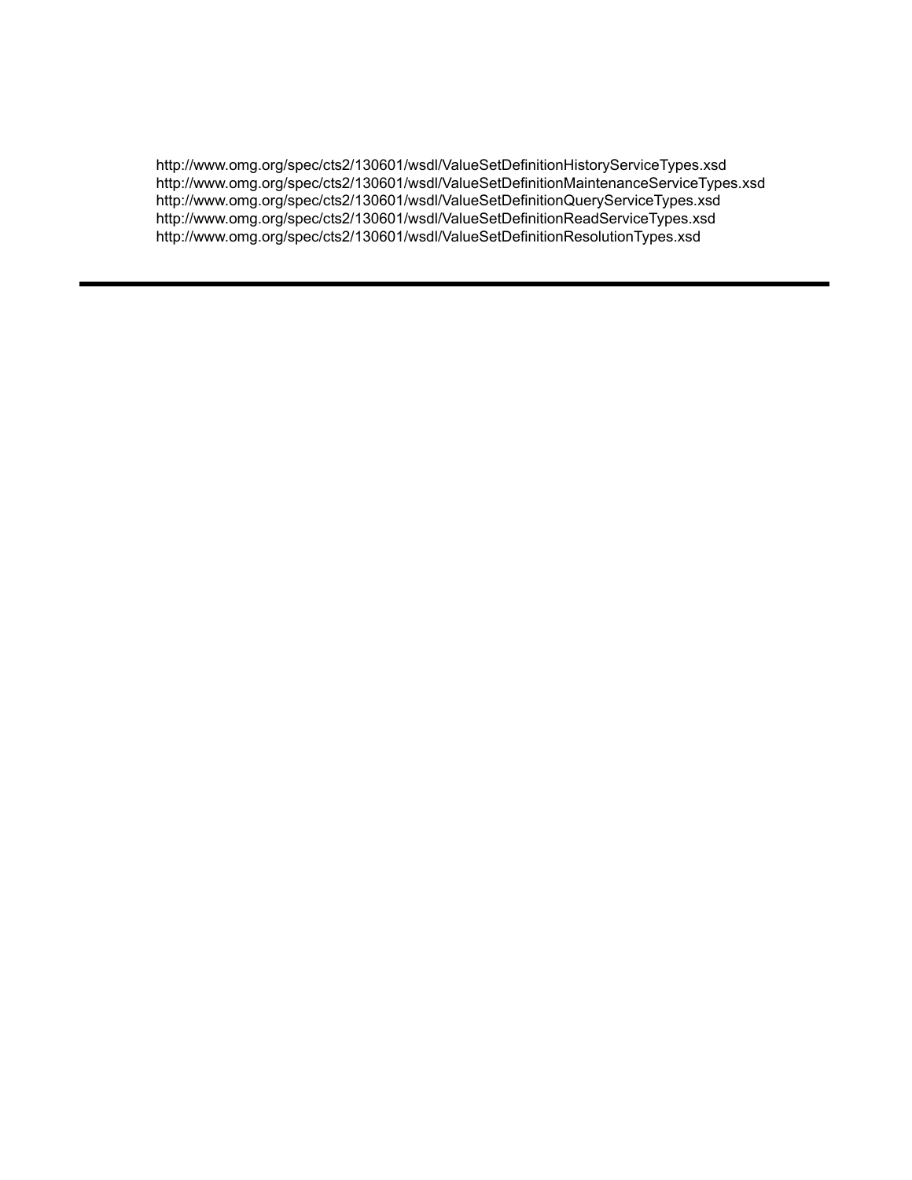http://www.omg.org/spec/cts2/130601/wsdl/ValueSetDefinitionHistoryServiceTypes.xsd
http://www.omg.org/spec/cts2/130601/wsdl/ValueSetDefinitionMaintenanceServiceTypes.xsd
http://www.omg.org/spec/cts2/130601/wsdl/ValueSetDefinitionQueryServiceTypes.xsd
http://www.omg.org/spec/cts2/130601/wsdl/ValueSetDefinitionReadServiceTypes.xsd
http://www.omg.org/spec/cts2/130601/wsdl/ValueSetDefinitionResolutionTypes.xsd

---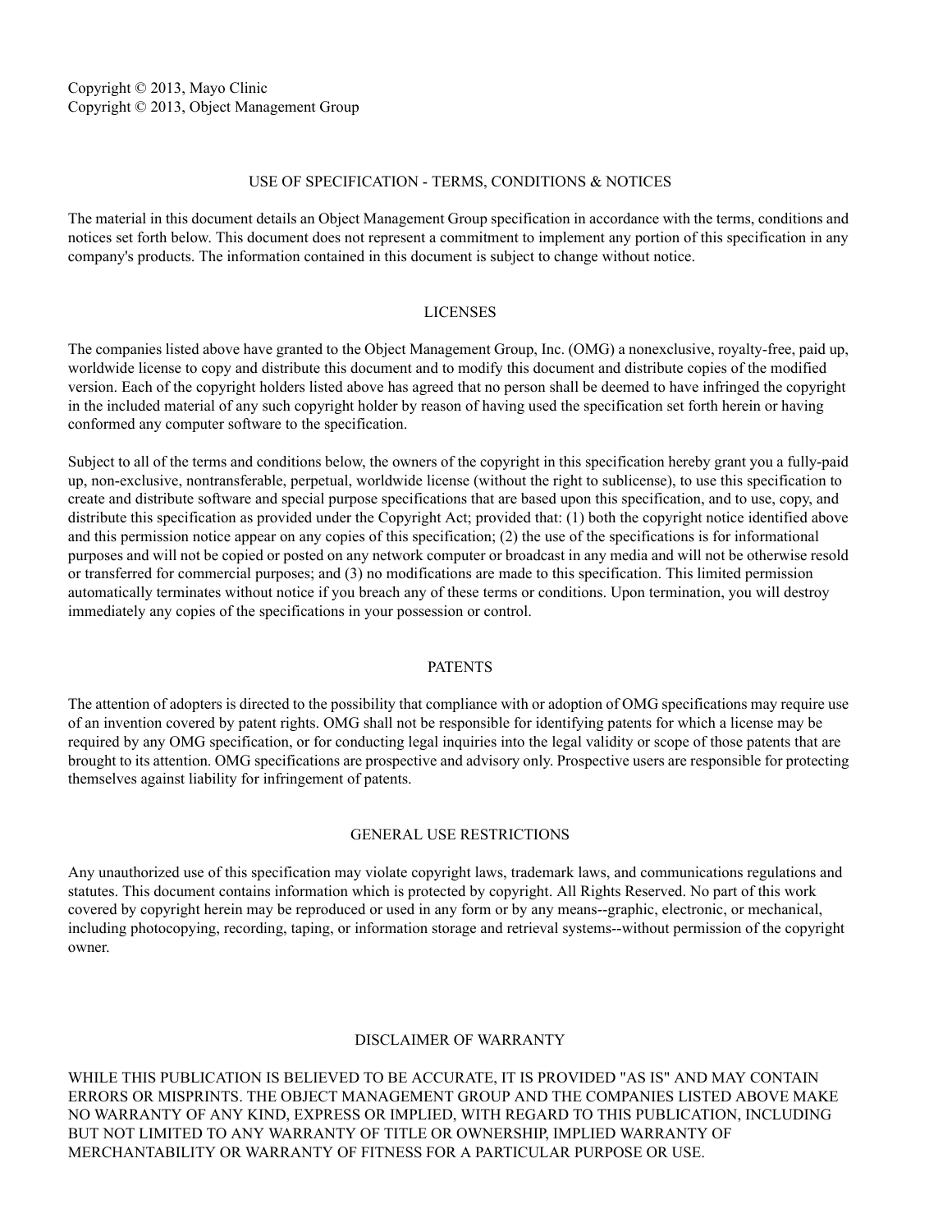Copyright © 2013, Mayo Clinic
Copyright © 2013, Object Management Group

## USE OF SPECIFICATION - TERMS, CONDITIONS & NOTICES

The material in this document details an Object Management Group specification in accordance with the terms, conditions and notices set forth below. This document does not represent a commitment to implement any portion of this specification in any company's products. The information contained in this document is subject to change without notice.

## LICENSES

The companies listed above have granted to the Object Management Group, Inc. (OMG) a nonexclusive, royalty-free, paid up, worldwide license to copy and distribute this document and to modify this document and distribute copies of the modified version. Each of the copyright holders listed above has agreed that no person shall be deemed to have infringed the copyright in the included material of any such copyright holder by reason of having used the specification set forth herein or having conformed any computer software to the specification.

Subject to all of the terms and conditions below, the owners of the copyright in this specification hereby grant you a fully-paid up, non-exclusive, nontransferable, perpetual, worldwide license (without the right to sublicense), to use this specification to create and distribute software and special purpose specifications that are based upon this specification, and to use, copy, and distribute this specification as provided under the Copyright Act; provided that: (1) both the copyright notice identified above and this permission notice appear on any copies of this specification; (2) the use of the specifications is for informational purposes and will not be copied or posted on any network computer or broadcast in any media and will not be otherwise resold or transferred for commercial purposes; and (3) no modifications are made to this specification. This limited permission automatically terminates without notice if you breach any of these terms or conditions. Upon termination, you will destroy immediately any copies of the specifications in your possession or control.

## PATENTS

The attention of adopters is directed to the possibility that compliance with or adoption of OMG specifications may require use of an invention covered by patent rights. OMG shall not be responsible for identifying patents for which a license may be required by any OMG specification, or for conducting legal inquiries into the legal validity or scope of those patents that are brought to its attention. OMG specifications are prospective and advisory only. Prospective users are responsible for protecting themselves against liability for infringement of patents.

## GENERAL USE RESTRICTIONS

Any unauthorized use of this specification may violate copyright laws, trademark laws, and communications regulations and statutes. This document contains information which is protected by copyright. All Rights Reserved. No part of this work covered by copyright herein may be reproduced or used in any form or by any means--graphic, electronic, or mechanical, including photocopying, recording, taping, or information storage and retrieval systems--without permission of the copyright owner.

## DISCLAIMER OF WARRANTY

WHILE THIS PUBLICATION IS BELIEVED TO BE ACCURATE, IT IS PROVIDED "AS IS" AND MAY CONTAIN ERRORS OR MISPRINTS. THE OBJECT MANAGEMENT GROUP AND THE COMPANIES LISTED ABOVE MAKE NO WARRANTY OF ANY KIND, EXPRESS OR IMPLIED, WITH REGARD TO THIS PUBLICATION, INCLUDING BUT NOT LIMITED TO ANY WARRANTY OF TITLE OR OWNERSHIP, IMPLIED WARRANTY OF MERCHANTABILITY OR WARRANTY OF FITNESS FOR A PARTICULAR PURPOSE OR USE.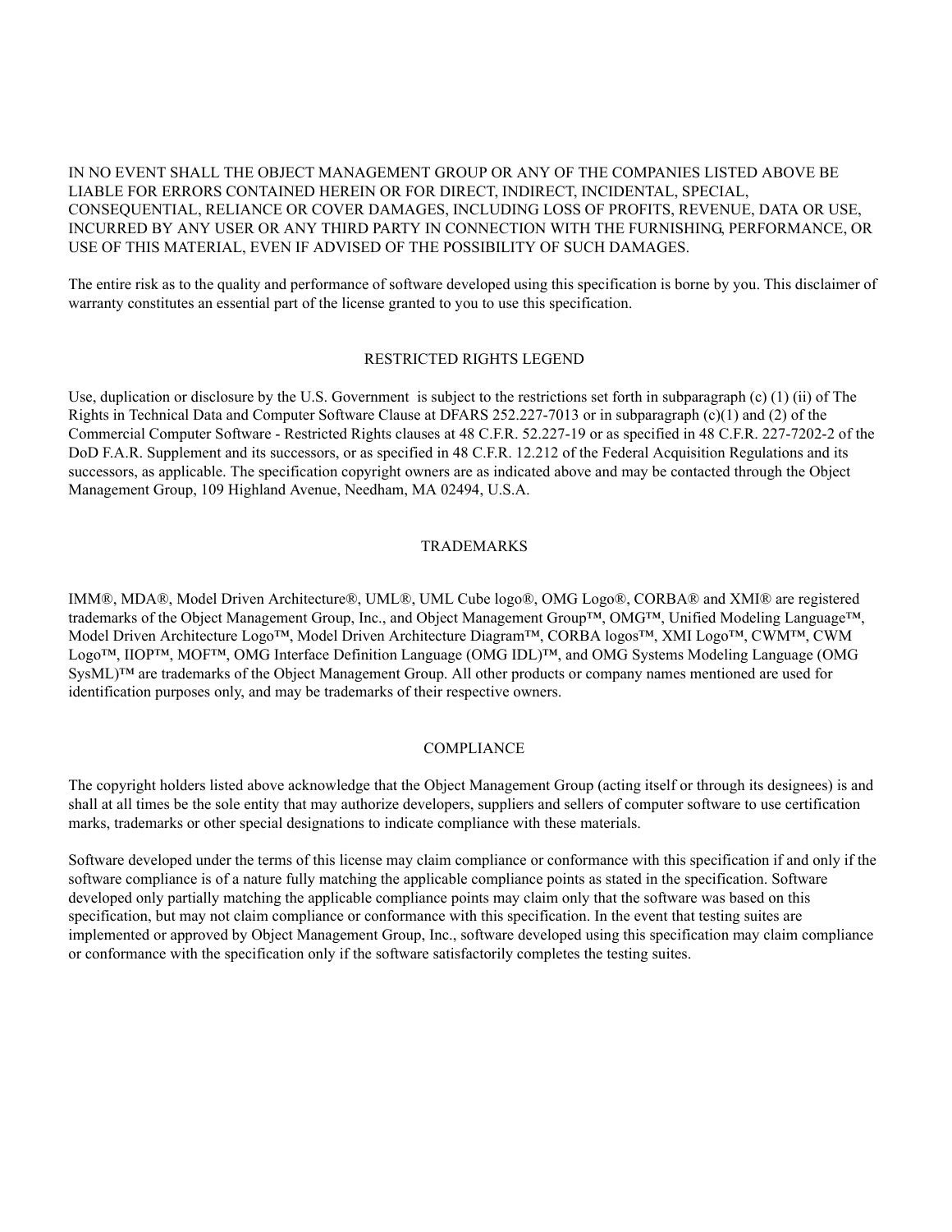IN NO EVENT SHALL THE OBJECT MANAGEMENT GROUP OR ANY OF THE COMPANIES LISTED ABOVE BE LIABLE FOR ERRORS CONTAINED HEREIN OR FOR DIRECT, INDIRECT, INCIDENTAL, SPECIAL, CONSEQUENTIAL, RELIANCE OR COVER DAMAGES, INCLUDING LOSS OF PROFITS, REVENUE, DATA OR USE, INCURRED BY ANY USER OR ANY THIRD PARTY IN CONNECTION WITH THE FURNISHING, PERFORMANCE, OR USE OF THIS MATERIAL, EVEN IF ADVISED OF THE POSSIBILITY OF SUCH DAMAGES.

The entire risk as to the quality and performance of software developed using this specification is borne by you. This disclaimer of warranty constitutes an essential part of the license granted to you to use this specification.

## RESTRICTED RIGHTS LEGEND

Use, duplication or disclosure by the U.S. Government is subject to the restrictions set forth in subparagraph (c) (1) (ii) of The Rights in Technical Data and Computer Software Clause at DFARS 252.227-7013 or in subparagraph (c)(1) and (2) of the Commercial Computer Software - Restricted Rights clauses at 48 C.F.R. 52.227-19 or as specified in 48 C.F.R. 227-7202-2 of the DoD F.A.R. Supplement and its successors, or as specified in 48 C.F.R. 12.212 of the Federal Acquisition Regulations and its successors, as applicable. The specification copyright owners are as indicated above and may be contacted through the Object Management Group, 109 Highland Avenue, Needham, MA 02494, U.S.A.

## TRADEMARKS

IMM®, MDA®, Model Driven Architecture®, UML®, UML Cube logo®, OMG Logo®, CORBA® and XMI® are registered trademarks of the Object Management Group, Inc., and Object Management Group™, OMG™, Unified Modeling Language™, Model Driven Architecture Logo™, Model Driven Architecture Diagram™, CORBA logos™, XMI Logo™, CWM™, CWM Logo™, IIOP™, MOF™, OMG Interface Definition Language (OMG IDL)™, and OMG Systems Modeling Language (OMG SysML)™ are trademarks of the Object Management Group. All other products or company names mentioned are used for identification purposes only, and may be trademarks of their respective owners.

## COMPLIANCE

The copyright holders listed above acknowledge that the Object Management Group (acting itself or through its designees) is and shall at all times be the sole entity that may authorize developers, suppliers and sellers of computer software to use certification marks, trademarks or other special designations to indicate compliance with these materials.

Software developed under the terms of this license may claim compliance or conformance with this specification if and only if the software compliance is of a nature fully matching the applicable compliance points as stated in the specification. Software developed only partially matching the applicable compliance points may claim only that the software was based on this specification, but may not claim compliance or conformance with this specification. In the event that testing suites are implemented or approved by Object Management Group, Inc., software developed using this specification may claim compliance or conformance with the specification only if the software satisfactorily completes the testing suites.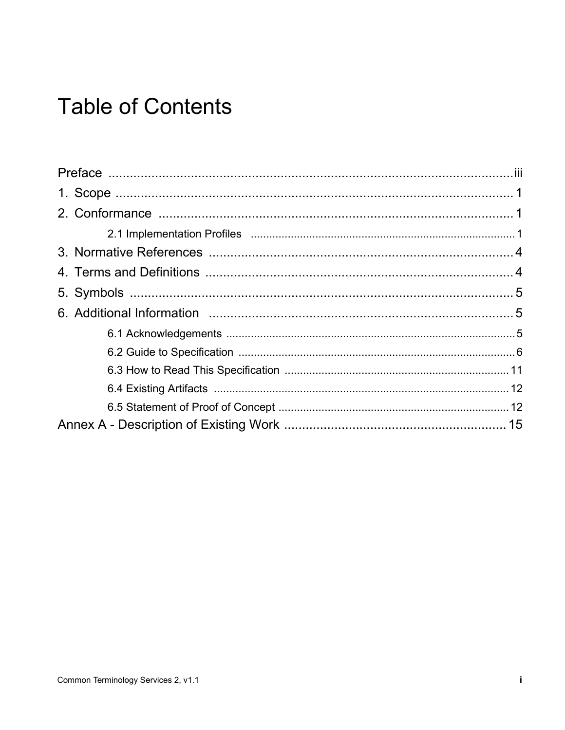# Table of Contents

Preface .......................................................................................................iii

1. Scope ....................................................................................................... 1

2. Conformance ........................................................................................... 1

   2.1 Implementation Profiles ...................................................................... 1

3. Normative References ............................................................................ 4

4. Terms and Definitions ............................................................................ 4

5. Symbols .................................................................................................. 5

6. Additional Information ........................................................................... 5

   6.1 Acknowledgements ............................................................................. 5

   6.2 Guide to Specification ......................................................................... 6

   6.3 How to Read This Specification ......................................................... 11

   6.4 Existing Artifacts ................................................................................ 12

   6.5 Statement of Proof of Concept ........................................................... 12

Annex A - Description of Existing Work ..................................................... 15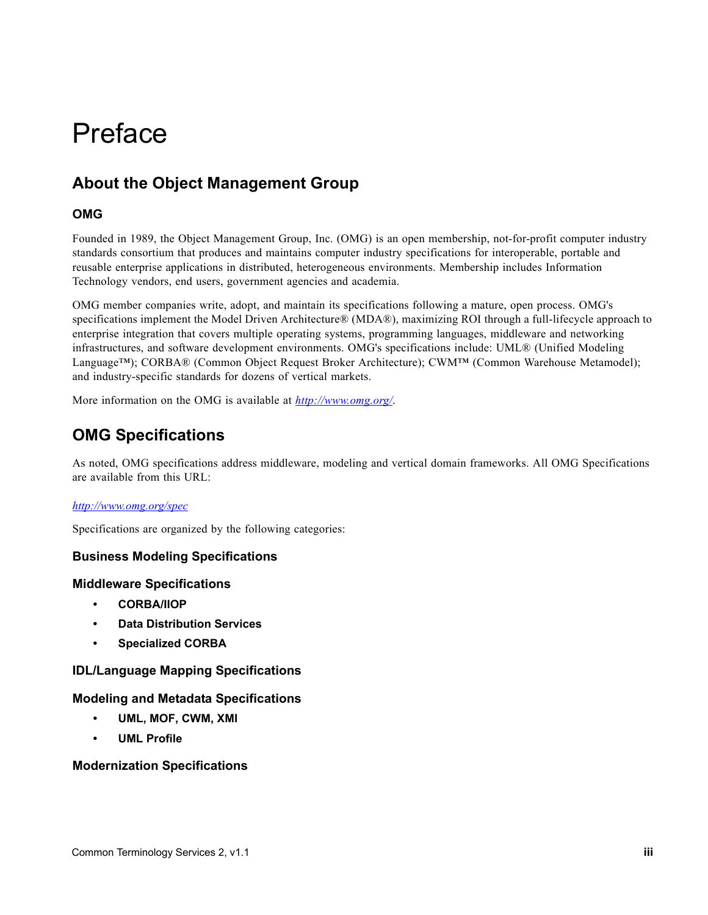# Preface

## About the Object Management Group

### OMG

Founded in 1989, the Object Management Group, Inc. (OMG) is an open membership, not-for-profit computer industry standards consortium that produces and maintains computer industry specifications for interoperable, portable and reusable enterprise applications in distributed, heterogeneous environments. Membership includes Information Technology vendors, end users, government agencies and academia.

OMG member companies write, adopt, and maintain its specifications following a mature, open process. OMG's specifications implement the Model Driven Architecture® (MDA®), maximizing ROI through a full-lifecycle approach to enterprise integration that covers multiple operating systems, programming languages, middleware and networking infrastructures, and software development environments. OMG's specifications include: UML® (Unified Modeling Language™); CORBA® (Common Object Request Broker Architecture); CWM™ (Common Warehouse Metamodel); and industry-specific standards for dozens of vertical markets.

More information on the OMG is available at *http://www.omg.org/*.

## OMG Specifications

As noted, OMG specifications address middleware, modeling and vertical domain frameworks. All OMG Specifications are available from this URL:

*http://www.omg.org/spec*

Specifications are organized by the following categories:

### Business Modeling Specifications

### Middleware Specifications

- **CORBA/IIOP**
- **Data Distribution Services**
- **Specialized CORBA**

### IDL/Language Mapping Specifications

### Modeling and Metadata Specifications

- **UML, MOF, CWM, XMI**
- **UML Profile**

### Modernization Specifications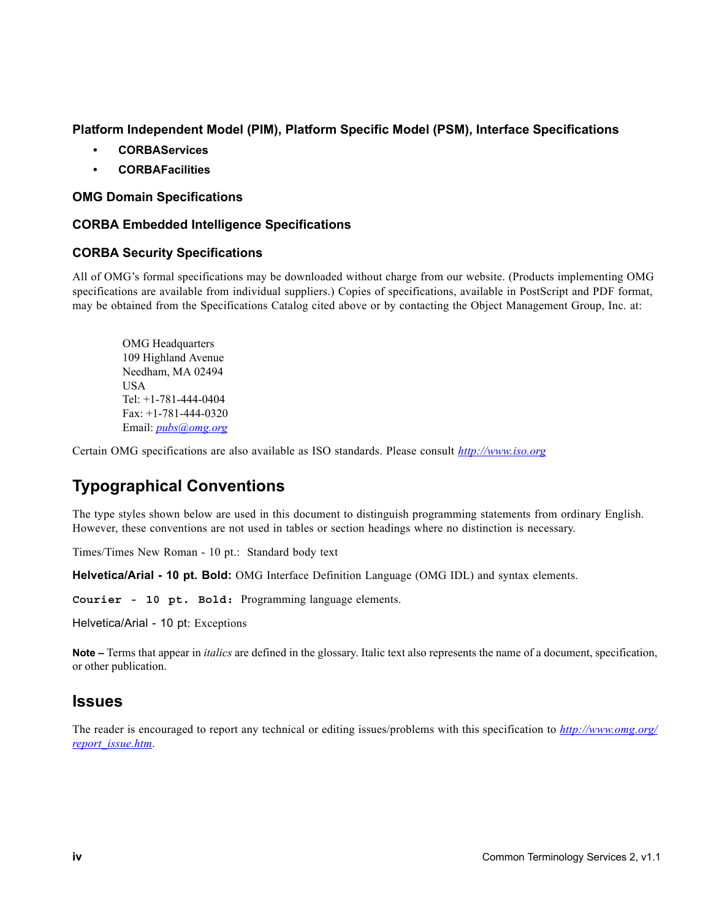### Platform Independent Model (PIM), Platform Specific Model (PSM), Interface Specifications

- **CORBAServices**
- **CORBAFacilities**

### OMG Domain Specifications

### CORBA Embedded Intelligence Specifications

### CORBA Security Specifications

All of OMG's formal specifications may be downloaded without charge from our website. (Products implementing OMG specifications are available from individual suppliers.) Copies of specifications, available in PostScript and PDF format, may be obtained from the Specifications Catalog cited above or by contacting the Object Management Group, Inc. at:

> OMG Headquarters
> 109 Highland Avenue
> Needham, MA 02494
> USA
> Tel: +1-781-444-0404
> Fax: +1-781-444-0320
> Email: *pubs@omg.org*

Certain OMG specifications are also available as ISO standards. Please consult *http://www.iso.org*

## Typographical Conventions

The type styles shown below are used in this document to distinguish programming statements from ordinary English. However, these conventions are not used in tables or section headings where no distinction is necessary.

Times/Times New Roman - 10 pt.: Standard body text

**Helvetica/Arial - 10 pt. Bold:** OMG Interface Definition Language (OMG IDL) and syntax elements.

**`Courier - 10 pt. Bold:`** Programming language elements.

Helvetica/Arial - 10 pt: Exceptions

**Note –** Terms that appear in *italics* are defined in the glossary. Italic text also represents the name of a document, specification, or other publication.

## Issues

The reader is encouraged to report any technical or editing issues/problems with this specification to *http://www.omg.org/report_issue.htm*.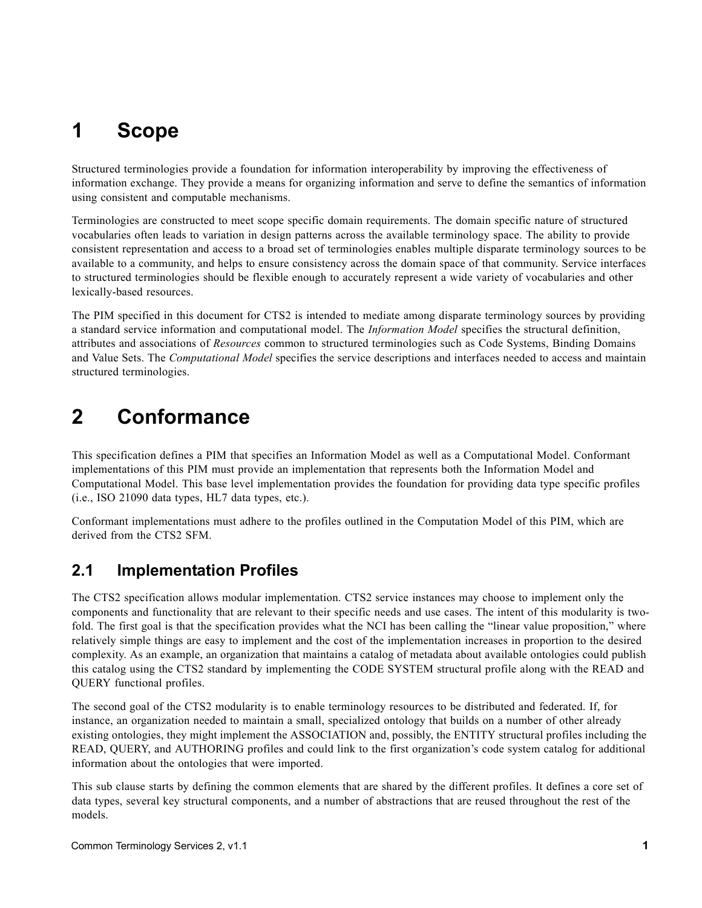# 1 Scope

Structured terminologies provide a foundation for information interoperability by improving the effectiveness of information exchange. They provide a means for organizing information and serve to define the semantics of information using consistent and computable mechanisms.

Terminologies are constructed to meet scope specific domain requirements. The domain specific nature of structured vocabularies often leads to variation in design patterns across the available terminology space. The ability to provide consistent representation and access to a broad set of terminologies enables multiple disparate terminology sources to be available to a community, and helps to ensure consistency across the domain space of that community. Service interfaces to structured terminologies should be flexible enough to accurately represent a wide variety of vocabularies and other lexically-based resources.

The PIM specified in this document for CTS2 is intended to mediate among disparate terminology sources by providing a standard service information and computational model. The *Information Model* specifies the structural definition, attributes and associations of *Resources* common to structured terminologies such as Code Systems, Binding Domains and Value Sets. The *Computational Model* specifies the service descriptions and interfaces needed to access and maintain structured terminologies.

# 2 Conformance

This specification defines a PIM that specifies an Information Model as well as a Computational Model. Conformant implementations of this PIM must provide an implementation that represents both the Information Model and Computational Model. This base level implementation provides the foundation for providing data type specific profiles (i.e., ISO 21090 data types, HL7 data types, etc.).

Conformant implementations must adhere to the profiles outlined in the Computation Model of this PIM, which are derived from the CTS2 SFM.

## 2.1 Implementation Profiles

The CTS2 specification allows modular implementation. CTS2 service instances may choose to implement only the components and functionality that are relevant to their specific needs and use cases. The intent of this modularity is two-fold. The first goal is that the specification provides what the NCI has been calling the "linear value proposition," where relatively simple things are easy to implement and the cost of the implementation increases in proportion to the desired complexity. As an example, an organization that maintains a catalog of metadata about available ontologies could publish this catalog using the CTS2 standard by implementing the CODE SYSTEM structural profile along with the READ and QUERY functional profiles.

The second goal of the CTS2 modularity is to enable terminology resources to be distributed and federated. If, for instance, an organization needed to maintain a small, specialized ontology that builds on a number of other already existing ontologies, they might implement the ASSOCIATION and, possibly, the ENTITY structural profiles including the READ, QUERY, and AUTHORING profiles and could link to the first organization's code system catalog for additional information about the ontologies that were imported.

This sub clause starts by defining the common elements that are shared by the different profiles. It defines a core set of data types, several key structural components, and a number of abstractions that are reused throughout the rest of the models.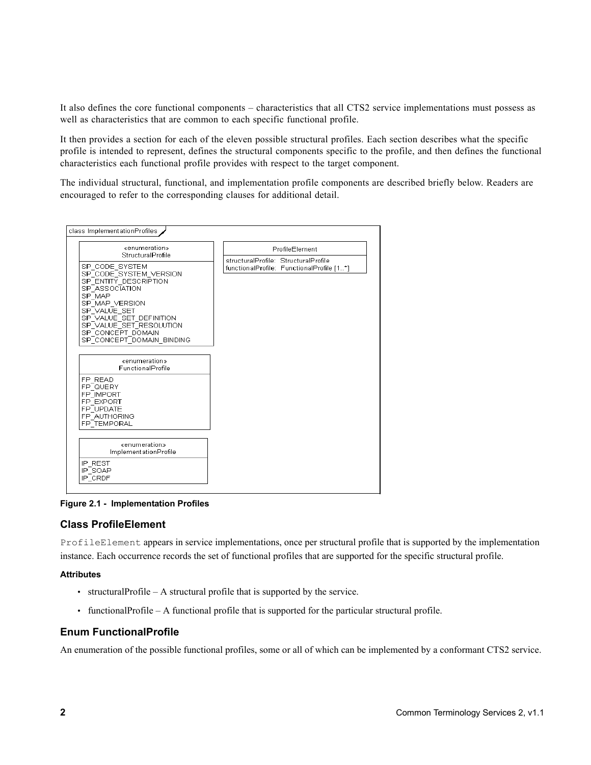It also defines the core functional components – characteristics that all CTS2 service implementations must possess as well as characteristics that are common to each specific functional profile.

It then provides a section for each of the eleven possible structural profiles. Each section describes what the specific profile is intended to represent, defines the structural components specific to the profile, and then defines the functional characteristics each functional profile provides with respect to the target component.

The individual structural, functional, and implementation profile components are described briefly below. Readers are encouraged to refer to the corresponding clauses for additional detail.

```
class ImplementationProfiles

«enumeration»
StructuralProfile
-----------------
SP_CODE_SYSTEM
SP_CODE_SYSTEM_VERSION
SP_ENTITY_DESCRIPTION
SP_ASSOCIATION
SP_MAP
SP_MAP_VERSION
SP_VALUE_SET
SP_VALUE_SET_DEFINITION
SP_VALUE_SET_RESOLUTION
SP_CONCEPT_DOMAIN
SP_CONCEPT_DOMAIN_BINDING

ProfileElement
-----------------
structuralProfile:  StructuralProfile
functionalProfile:  FunctionalProfile [1..*]

«enumeration»
FunctionalProfile
-----------------
FP_READ
FP_QUERY
FP_IMPORT
FP_EXPORT
FP_UPDATE
FP_AUTHORING
FP_TEMPORAL

«enumeration»
ImplementationProfile
-----------------
IP_REST
IP_SOAP
IP_CRDF
```

**Figure 2.1 - Implementation Profiles**

### Class ProfileElement

`ProfileElement` appears in service implementations, once per structural profile that is supported by the implementation instance. Each occurrence records the set of functional profiles that are supported for the specific structural profile.

#### Attributes

- structuralProfile – A structural profile that is supported by the service.
- functionalProfile – A functional profile that is supported for the particular structural profile.

### Enum FunctionalProfile

An enumeration of the possible functional profiles, some or all of which can be implemented by a conformant CTS2 service.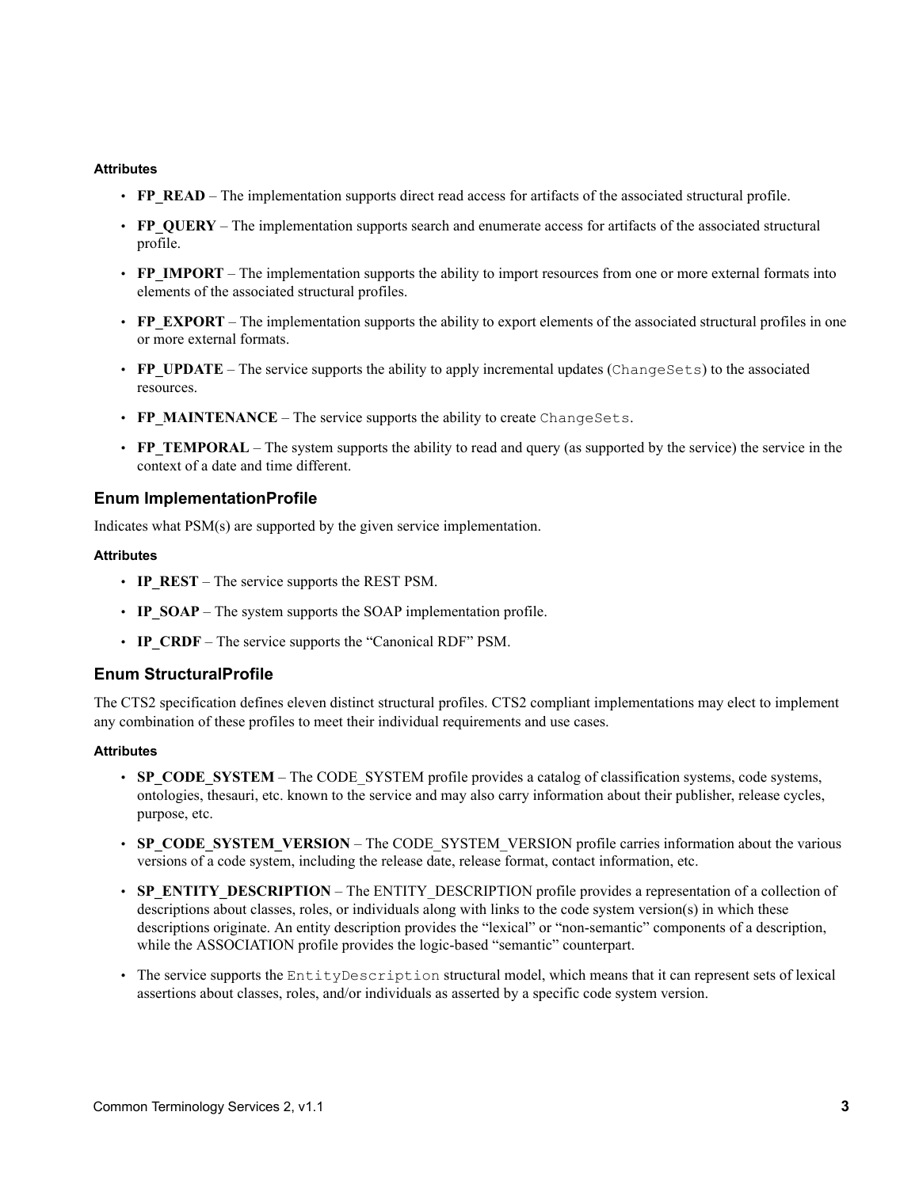#### Attributes

- **FP_READ** – The implementation supports direct read access for artifacts of the associated structural profile.
- **FP_QUERY** – The implementation supports search and enumerate access for artifacts of the associated structural profile.
- **FP_IMPORT** – The implementation supports the ability to import resources from one or more external formats into elements of the associated structural profiles.
- **FP_EXPORT** – The implementation supports the ability to export elements of the associated structural profiles in one or more external formats.
- **FP_UPDATE** – The service supports the ability to apply incremental updates (`ChangeSets`) to the associated resources.
- **FP_MAINTENANCE** – The service supports the ability to create `ChangeSets`.
- **FP_TEMPORAL** – The system supports the ability to read and query (as supported by the service) the service in the context of a date and time different.

### Enum ImplementationProfile

Indicates what PSM(s) are supported by the given service implementation.

#### Attributes

- **IP_REST** – The service supports the REST PSM.
- **IP_SOAP** – The system supports the SOAP implementation profile.
- **IP_CRDF** – The service supports the “Canonical RDF” PSM.

### Enum StructuralProfile

The CTS2 specification defines eleven distinct structural profiles. CTS2 compliant implementations may elect to implement any combination of these profiles to meet their individual requirements and use cases.

#### Attributes

- **SP_CODE_SYSTEM** – The CODE_SYSTEM profile provides a catalog of classification systems, code systems, ontologies, thesauri, etc. known to the service and may also carry information about their publisher, release cycles, purpose, etc.
- **SP_CODE_SYSTEM_VERSION** – The CODE_SYSTEM_VERSION profile carries information about the various versions of a code system, including the release date, release format, contact information, etc.
- **SP_ENTITY_DESCRIPTION** – The ENTITY_DESCRIPTION profile provides a representation of a collection of descriptions about classes, roles, or individuals along with links to the code system version(s) in which these descriptions originate. An entity description provides the “lexical” or “non-semantic” components of a description, while the ASSOCIATION profile provides the logic-based “semantic” counterpart.
- The service supports the `EntityDescription` structural model, which means that it can represent sets of lexical assertions about classes, roles, and/or individuals as asserted by a specific code system version.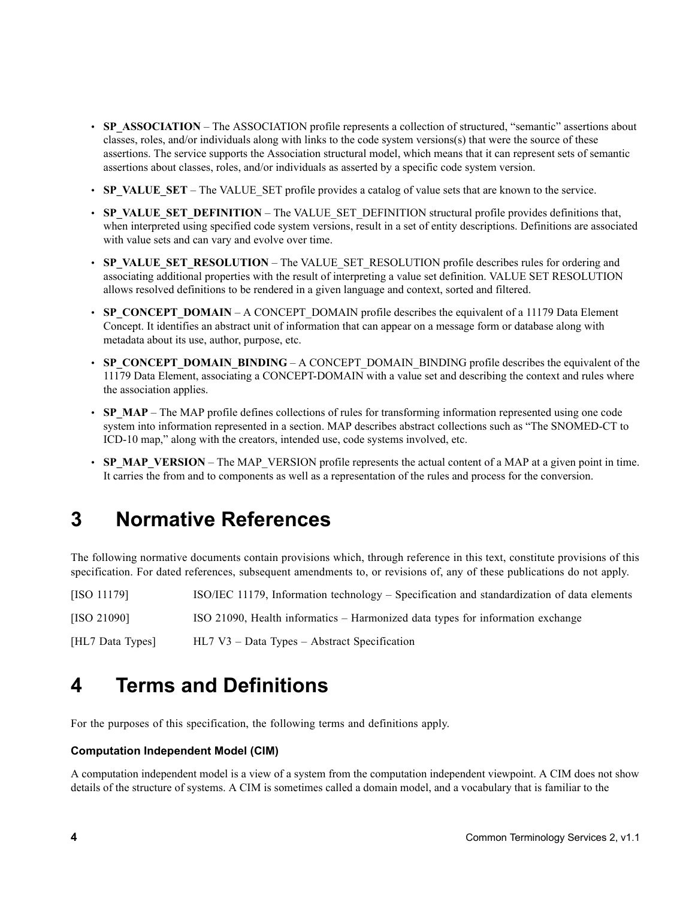- **SP_ASSOCIATION** – The ASSOCIATION profile represents a collection of structured, "semantic" assertions about classes, roles, and/or individuals along with links to the code system versions(s) that were the source of these assertions. The service supports the Association structural model, which means that it can represent sets of semantic assertions about classes, roles, and/or individuals as asserted by a specific code system version.
- **SP_VALUE_SET** – The VALUE_SET profile provides a catalog of value sets that are known to the service.
- **SP_VALUE_SET_DEFINITION** – The VALUE_SET_DEFINITION structural profile provides definitions that, when interpreted using specified code system versions, result in a set of entity descriptions. Definitions are associated with value sets and can vary and evolve over time.
- **SP_VALUE_SET_RESOLUTION** – The VALUE_SET_RESOLUTION profile describes rules for ordering and associating additional properties with the result of interpreting a value set definition. VALUE SET RESOLUTION allows resolved definitions to be rendered in a given language and context, sorted and filtered.
- **SP_CONCEPT_DOMAIN** – A CONCEPT_DOMAIN profile describes the equivalent of a 11179 Data Element Concept. It identifies an abstract unit of information that can appear on a message form or database along with metadata about its use, author, purpose, etc.
- **SP_CONCEPT_DOMAIN_BINDING** – A CONCEPT_DOMAIN_BINDING profile describes the equivalent of the 11179 Data Element, associating a CONCEPT-DOMAIN with a value set and describing the context and rules where the association applies.
- **SP_MAP** – The MAP profile defines collections of rules for transforming information represented using one code system into information represented in a section. MAP describes abstract collections such as "The SNOMED-CT to ICD-10 map," along with the creators, intended use, code systems involved, etc.
- **SP_MAP_VERSION** – The MAP_VERSION profile represents the actual content of a MAP at a given point in time. It carries the from and to components as well as a representation of the rules and process for the conversion.

# 3 Normative References

The following normative documents contain provisions which, through reference in this text, constitute provisions of this specification. For dated references, subsequent amendments to, or revisions of, any of these publications do not apply.

[ISO 11179] ISO/IEC 11179, Information technology – Specification and standardization of data elements

[ISO 21090] ISO 21090, Health informatics – Harmonized data types for information exchange

[HL7 Data Types] HL7 V3 – Data Types – Abstract Specification

# 4 Terms and Definitions

For the purposes of this specification, the following terms and definitions apply.

### Computation Independent Model (CIM)

A computation independent model is a view of a system from the computation independent viewpoint. A CIM does not show details of the structure of systems. A CIM is sometimes called a domain model, and a vocabulary that is familiar to the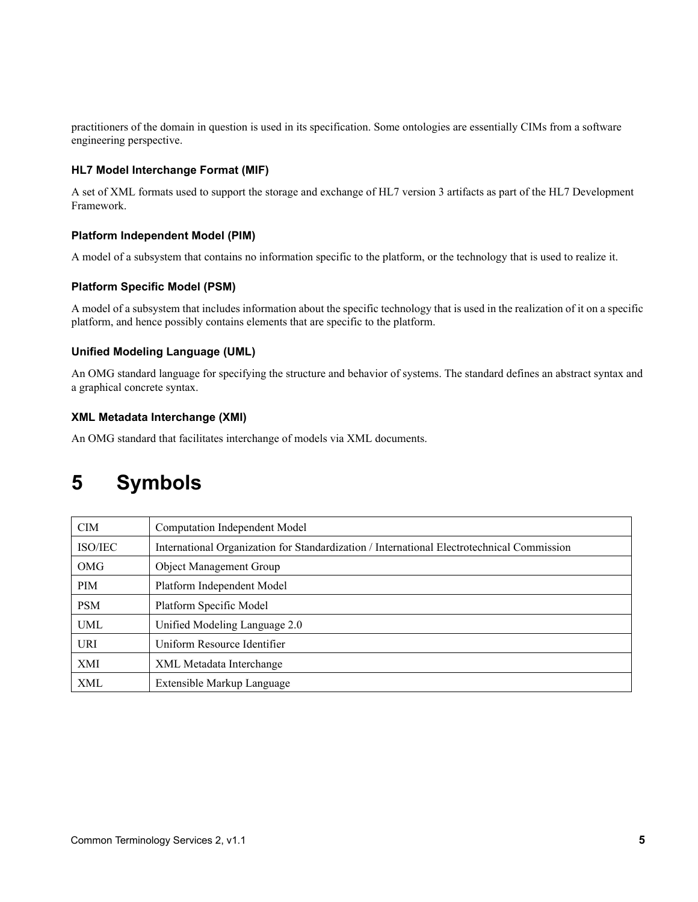practitioners of the domain in question is used in its specification. Some ontologies are essentially CIMs from a software engineering perspective.

### HL7 Model Interchange Format (MIF)

A set of XML formats used to support the storage and exchange of HL7 version 3 artifacts as part of the HL7 Development Framework.

### Platform Independent Model (PIM)

A model of a subsystem that contains no information specific to the platform, or the technology that is used to realize it.

### Platform Specific Model (PSM)

A model of a subsystem that includes information about the specific technology that is used in the realization of it on a specific platform, and hence possibly contains elements that are specific to the platform.

### Unified Modeling Language (UML)

An OMG standard language for specifying the structure and behavior of systems. The standard defines an abstract syntax and a graphical concrete syntax.

### XML Metadata Interchange (XMI)

An OMG standard that facilitates interchange of models via XML documents.

# 5 Symbols

| | |
|---|---|
| CIM | Computation Independent Model |
| ISO/IEC | International Organization for Standardization / International Electrotechnical Commission |
| OMG | Object Management Group |
| PIM | Platform Independent Model |
| PSM | Platform Specific Model |
| UML | Unified Modeling Language 2.0 |
| URI | Uniform Resource Identifier |
| XMI | XML Metadata Interchange |
| XML | Extensible Markup Language |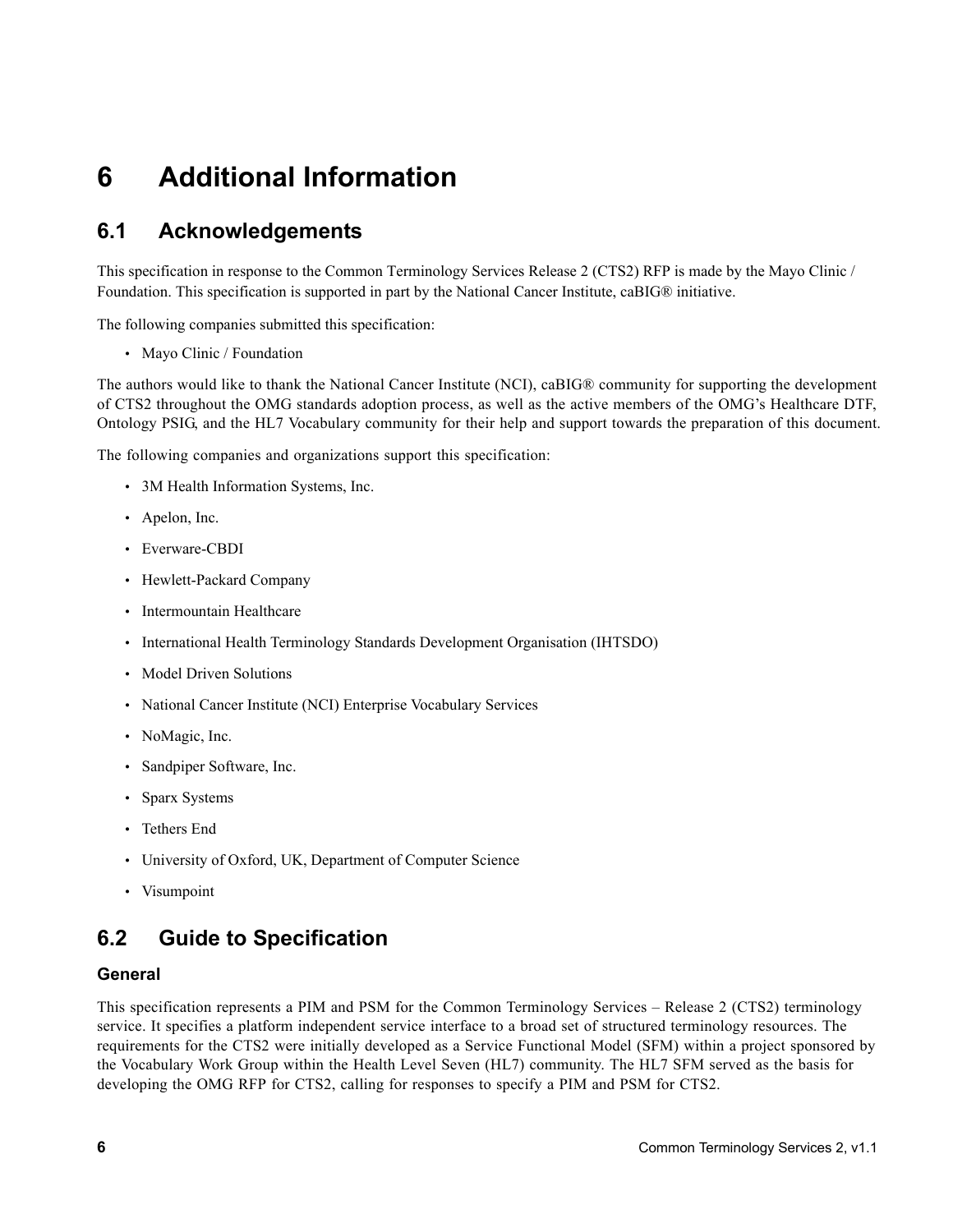# 6 Additional Information

## 6.1 Acknowledgements

This specification in response to the Common Terminology Services Release 2 (CTS2) RFP is made by the Mayo Clinic / Foundation. This specification is supported in part by the National Cancer Institute, caBIG® initiative.

The following companies submitted this specification:

- Mayo Clinic / Foundation

The authors would like to thank the National Cancer Institute (NCI), caBIG® community for supporting the development of CTS2 throughout the OMG standards adoption process, as well as the active members of the OMG's Healthcare DTF, Ontology PSIG, and the HL7 Vocabulary community for their help and support towards the preparation of this document.

The following companies and organizations support this specification:

- 3M Health Information Systems, Inc.
- Apelon, Inc.
- Everware-CBDI
- Hewlett-Packard Company
- Intermountain Healthcare
- International Health Terminology Standards Development Organisation (IHTSDO)
- Model Driven Solutions
- National Cancer Institute (NCI) Enterprise Vocabulary Services
- NoMagic, Inc.
- Sandpiper Software, Inc.
- Sparx Systems
- Tethers End
- University of Oxford, UK, Department of Computer Science
- Visumpoint

## 6.2 Guide to Specification

### General

This specification represents a PIM and PSM for the Common Terminology Services – Release 2 (CTS2) terminology service. It specifies a platform independent service interface to a broad set of structured terminology resources. The requirements for the CTS2 were initially developed as a Service Functional Model (SFM) within a project sponsored by the Vocabulary Work Group within the Health Level Seven (HL7) community. The HL7 SFM served as the basis for developing the OMG RFP for CTS2, calling for responses to specify a PIM and PSM for CTS2.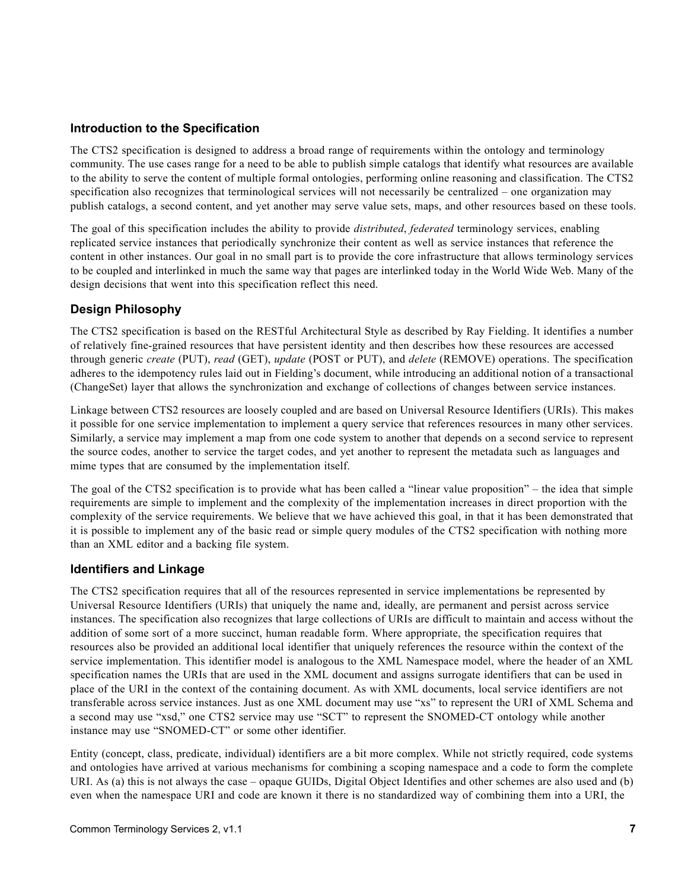## Introduction to the Specification

The CTS2 specification is designed to address a broad range of requirements within the ontology and terminology community. The use cases range for a need to be able to publish simple catalogs that identify what resources are available to the ability to serve the content of multiple formal ontologies, performing online reasoning and classification. The CTS2 specification also recognizes that terminological services will not necessarily be centralized – one organization may publish catalogs, a second content, and yet another may serve value sets, maps, and other resources based on these tools.

The goal of this specification includes the ability to provide *distributed*, *federated* terminology services, enabling replicated service instances that periodically synchronize their content as well as service instances that reference the content in other instances. Our goal in no small part is to provide the core infrastructure that allows terminology services to be coupled and interlinked in much the same way that pages are interlinked today in the World Wide Web. Many of the design decisions that went into this specification reflect this need.

## Design Philosophy

The CTS2 specification is based on the RESTful Architectural Style as described by Ray Fielding. It identifies a number of relatively fine-grained resources that have persistent identity and then describes how these resources are accessed through generic *create* (PUT), *read* (GET), *update* (POST or PUT), and *delete* (REMOVE) operations. The specification adheres to the idempotency rules laid out in Fielding's document, while introducing an additional notion of a transactional (ChangeSet) layer that allows the synchronization and exchange of collections of changes between service instances.

Linkage between CTS2 resources are loosely coupled and are based on Universal Resource Identifiers (URIs). This makes it possible for one service implementation to implement a query service that references resources in many other services. Similarly, a service may implement a map from one code system to another that depends on a second service to represent the source codes, another to service the target codes, and yet another to represent the metadata such as languages and mime types that are consumed by the implementation itself.

The goal of the CTS2 specification is to provide what has been called a "linear value proposition" – the idea that simple requirements are simple to implement and the complexity of the implementation increases in direct proportion with the complexity of the service requirements. We believe that we have achieved this goal, in that it has been demonstrated that it is possible to implement any of the basic read or simple query modules of the CTS2 specification with nothing more than an XML editor and a backing file system.

## Identifiers and Linkage

The CTS2 specification requires that all of the resources represented in service implementations be represented by Universal Resource Identifiers (URIs) that uniquely the name and, ideally, are permanent and persist across service instances. The specification also recognizes that large collections of URIs are difficult to maintain and access without the addition of some sort of a more succinct, human readable form. Where appropriate, the specification requires that resources also be provided an additional local identifier that uniquely references the resource within the context of the service implementation. This identifier model is analogous to the XML Namespace model, where the header of an XML specification names the URIs that are used in the XML document and assigns surrogate identifiers that can be used in place of the URI in the context of the containing document. As with XML documents, local service identifiers are not transferable across service instances. Just as one XML document may use "xs" to represent the URI of XML Schema and a second may use "xsd," one CTS2 service may use "SCT" to represent the SNOMED-CT ontology while another instance may use "SNOMED-CT" or some other identifier.

Entity (concept, class, predicate, individual) identifiers are a bit more complex. While not strictly required, code systems and ontologies have arrived at various mechanisms for combining a scoping namespace and a code to form the complete URI. As (a) this is not always the case – opaque GUIDs, Digital Object Identifies and other schemes are also used and (b) even when the namespace URI and code are known it there is no standardized way of combining them into a URI, the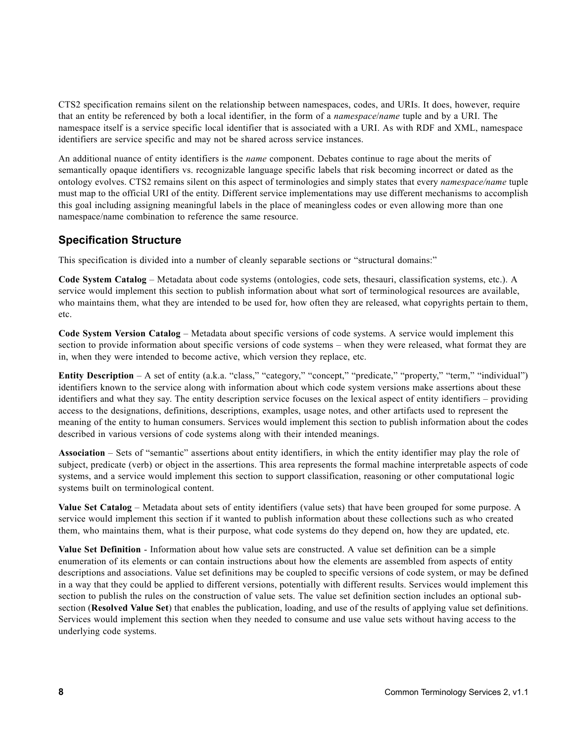CTS2 specification remains silent on the relationship between namespaces, codes, and URIs. It does, however, require that an entity be referenced by both a local identifier, in the form of a *namespace*/*name* tuple and by a URI. The namespace itself is a service specific local identifier that is associated with a URI. As with RDF and XML, namespace identifiers are service specific and may not be shared across service instances.

An additional nuance of entity identifiers is the *name* component. Debates continue to rage about the merits of semantically opaque identifiers vs. recognizable language specific labels that risk becoming incorrect or dated as the ontology evolves. CTS2 remains silent on this aspect of terminologies and simply states that every *namespace/name* tuple must map to the official URI of the entity. Different service implementations may use different mechanisms to accomplish this goal including assigning meaningful labels in the place of meaningless codes or even allowing more than one namespace/name combination to reference the same resource.

## Specification Structure

This specification is divided into a number of cleanly separable sections or "structural domains:"

**Code System Catalog** – Metadata about code systems (ontologies, code sets, thesauri, classification systems, etc.). A service would implement this section to publish information about what sort of terminological resources are available, who maintains them, what they are intended to be used for, how often they are released, what copyrights pertain to them, etc.

**Code System Version Catalog** – Metadata about specific versions of code systems. A service would implement this section to provide information about specific versions of code systems – when they were released, what format they are in, when they were intended to become active, which version they replace, etc.

**Entity Description** – A set of entity (a.k.a. "class," "category," "concept," "predicate," "property," "term," "individual") identifiers known to the service along with information about which code system versions make assertions about these identifiers and what they say. The entity description service focuses on the lexical aspect of entity identifiers – providing access to the designations, definitions, descriptions, examples, usage notes, and other artifacts used to represent the meaning of the entity to human consumers. Services would implement this section to publish information about the codes described in various versions of code systems along with their intended meanings.

**Association** – Sets of "semantic" assertions about entity identifiers, in which the entity identifier may play the role of subject, predicate (verb) or object in the assertions. This area represents the formal machine interpretable aspects of code systems, and a service would implement this section to support classification, reasoning or other computational logic systems built on terminological content.

**Value Set Catalog** – Metadata about sets of entity identifiers (value sets) that have been grouped for some purpose. A service would implement this section if it wanted to publish information about these collections such as who created them, who maintains them, what is their purpose, what code systems do they depend on, how they are updated, etc.

**Value Set Definition** - Information about how value sets are constructed. A value set definition can be a simple enumeration of its elements or can contain instructions about how the elements are assembled from aspects of entity descriptions and associations. Value set definitions may be coupled to specific versions of code system, or may be defined in a way that they could be applied to different versions, potentially with different results. Services would implement this section to publish the rules on the construction of value sets. The value set definition section includes an optional sub-section (**Resolved Value Set**) that enables the publication, loading, and use of the results of applying value set definitions. Services would implement this section when they needed to consume and use value sets without having access to the underlying code systems.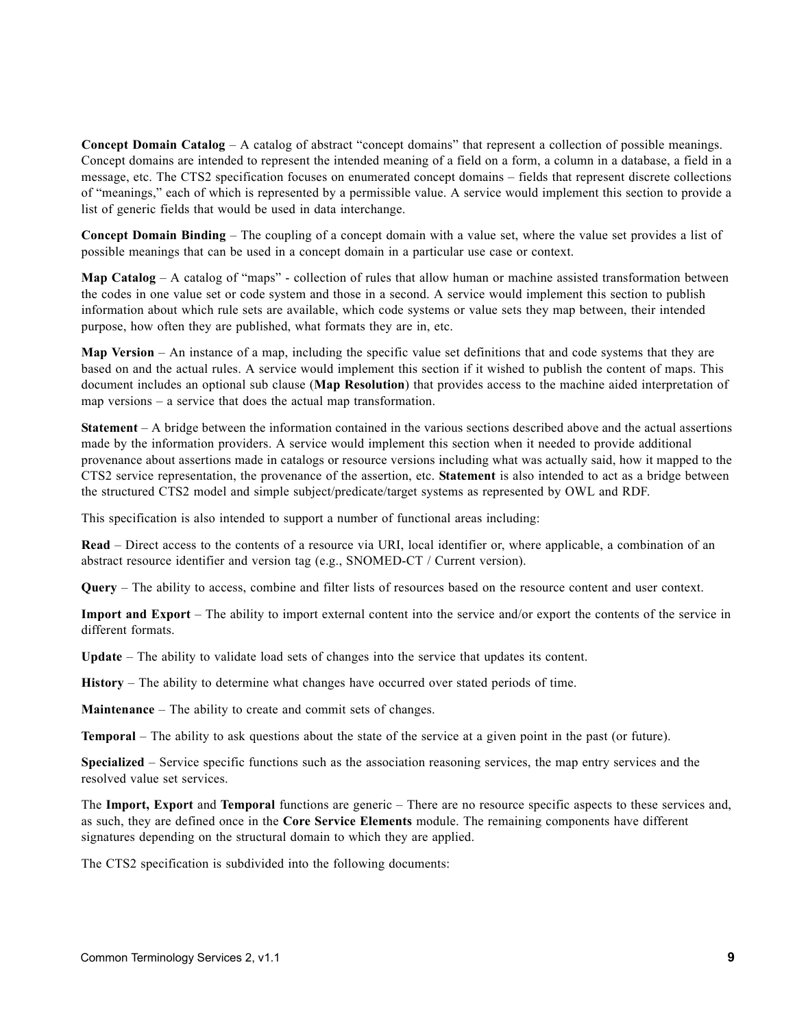**Concept Domain Catalog** – A catalog of abstract "concept domains" that represent a collection of possible meanings. Concept domains are intended to represent the intended meaning of a field on a form, a column in a database, a field in a message, etc. The CTS2 specification focuses on enumerated concept domains – fields that represent discrete collections of "meanings," each of which is represented by a permissible value. A service would implement this section to provide a list of generic fields that would be used in data interchange.

**Concept Domain Binding** – The coupling of a concept domain with a value set, where the value set provides a list of possible meanings that can be used in a concept domain in a particular use case or context.

**Map Catalog** – A catalog of "maps" - collection of rules that allow human or machine assisted transformation between the codes in one value set or code system and those in a second. A service would implement this section to publish information about which rule sets are available, which code systems or value sets they map between, their intended purpose, how often they are published, what formats they are in, etc.

**Map Version** – An instance of a map, including the specific value set definitions that and code systems that they are based on and the actual rules. A service would implement this section if it wished to publish the content of maps. This document includes an optional sub clause (**Map Resolution**) that provides access to the machine aided interpretation of map versions – a service that does the actual map transformation.

**Statement** – A bridge between the information contained in the various sections described above and the actual assertions made by the information providers. A service would implement this section when it needed to provide additional provenance about assertions made in catalogs or resource versions including what was actually said, how it mapped to the CTS2 service representation, the provenance of the assertion, etc. **Statement** is also intended to act as a bridge between the structured CTS2 model and simple subject/predicate/target systems as represented by OWL and RDF.

This specification is also intended to support a number of functional areas including:

**Read** – Direct access to the contents of a resource via URI, local identifier or, where applicable, a combination of an abstract resource identifier and version tag (e.g., SNOMED-CT / Current version).

**Query** – The ability to access, combine and filter lists of resources based on the resource content and user context.

**Import and Export** – The ability to import external content into the service and/or export the contents of the service in different formats.

**Update** – The ability to validate load sets of changes into the service that updates its content.

**History** – The ability to determine what changes have occurred over stated periods of time.

**Maintenance** – The ability to create and commit sets of changes.

**Temporal** – The ability to ask questions about the state of the service at a given point in the past (or future).

**Specialized** – Service specific functions such as the association reasoning services, the map entry services and the resolved value set services.

The **Import, Export** and **Temporal** functions are generic – There are no resource specific aspects to these services and, as such, they are defined once in the **Core Service Elements** module. The remaining components have different signatures depending on the structural domain to which they are applied.

The CTS2 specification is subdivided into the following documents: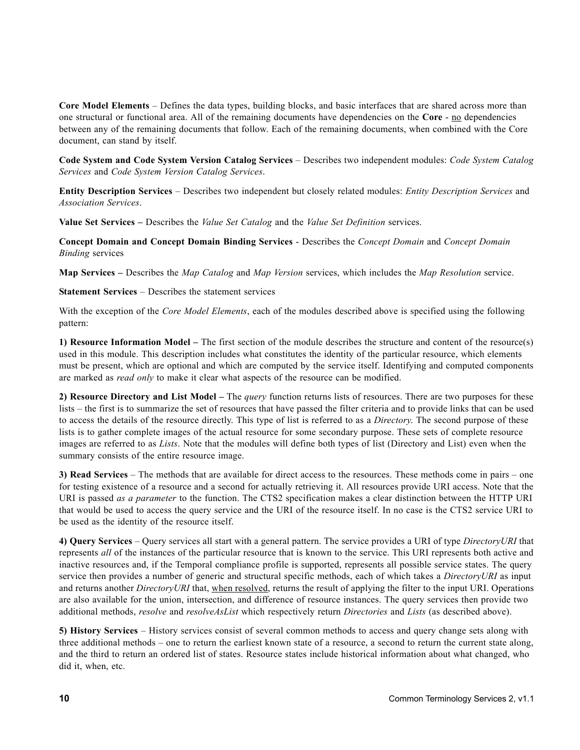**Core Model Elements** – Defines the data types, building blocks, and basic interfaces that are shared across more than one structural or functional area. All of the remaining documents have dependencies on the **Core** - no dependencies between any of the remaining documents that follow. Each of the remaining documents, when combined with the Core document, can stand by itself.

**Code System and Code System Version Catalog Services** – Describes two independent modules: *Code System Catalog Services* and *Code System Version Catalog Services*.

**Entity Description Services** – Describes two independent but closely related modules: *Entity Description Services* and *Association Services*.

**Value Set Services –** Describes the *Value Set Catalog* and the *Value Set Definition* services.

**Concept Domain and Concept Domain Binding Services** - Describes the *Concept Domain* and *Concept Domain Binding* services

**Map Services –** Describes the *Map Catalog* and *Map Version* services, which includes the *Map Resolution* service.

**Statement Services** – Describes the statement services

With the exception of the *Core Model Elements*, each of the modules described above is specified using the following pattern:

**1) Resource Information Model –** The first section of the module describes the structure and content of the resource(s) used in this module. This description includes what constitutes the identity of the particular resource, which elements must be present, which are optional and which are computed by the service itself. Identifying and computed components are marked as *read only* to make it clear what aspects of the resource can be modified.

**2) Resource Directory and List Model –** The *query* function returns lists of resources. There are two purposes for these lists – the first is to summarize the set of resources that have passed the filter criteria and to provide links that can be used to access the details of the resource directly. This type of list is referred to as a *Directory.* The second purpose of these lists is to gather complete images of the actual resource for some secondary purpose. These sets of complete resource images are referred to as *Lists*. Note that the modules will define both types of list (Directory and List) even when the summary consists of the entire resource image.

**3) Read Services** – The methods that are available for direct access to the resources. These methods come in pairs – one for testing existence of a resource and a second for actually retrieving it. All resources provide URI access. Note that the URI is passed *as a parameter* to the function. The CTS2 specification makes a clear distinction between the HTTP URI that would be used to access the query service and the URI of the resource itself. In no case is the CTS2 service URI to be used as the identity of the resource itself.

**4) Query Services** – Query services all start with a general pattern. The service provides a URI of type *DirectoryURI* that represents *all* of the instances of the particular resource that is known to the service. This URI represents both active and inactive resources and, if the Temporal compliance profile is supported, represents all possible service states. The query service then provides a number of generic and structural specific methods, each of which takes a *DirectoryURI* as input and returns another *DirectoryURI* that, when resolved, returns the result of applying the filter to the input URI. Operations are also available for the union, intersection, and difference of resource instances. The query services then provide two additional methods, *resolve* and *resolveAsList* which respectively return *Directories* and *Lists* (as described above).

**5) History Services** – History services consist of several common methods to access and query change sets along with three additional methods – one to return the earliest known state of a resource, a second to return the current state along, and the third to return an ordered list of states. Resource states include historical information about what changed, who did it, when, etc.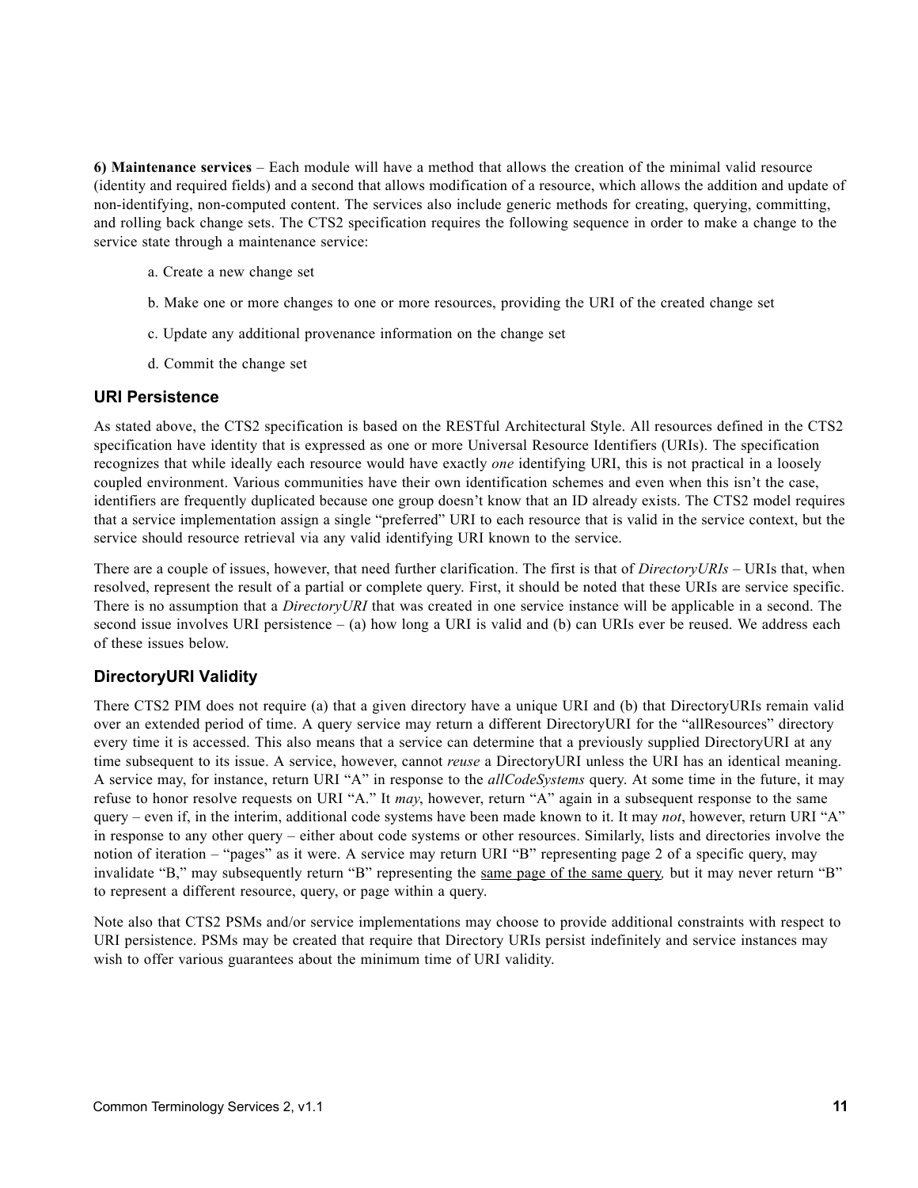**6) Maintenance services** – Each module will have a method that allows the creation of the minimal valid resource (identity and required fields) and a second that allows modification of a resource, which allows the addition and update of non-identifying, non-computed content. The services also include generic methods for creating, querying, committing, and rolling back change sets. The CTS2 specification requires the following sequence in order to make a change to the service state through a maintenance service:

a. Create a new change set

b. Make one or more changes to one or more resources, providing the URI of the created change set

c. Update any additional provenance information on the change set

d. Commit the change set

### URI Persistence

As stated above, the CTS2 specification is based on the RESTful Architectural Style. All resources defined in the CTS2 specification have identity that is expressed as one or more Universal Resource Identifiers (URIs). The specification recognizes that while ideally each resource would have exactly *one* identifying URI, this is not practical in a loosely coupled environment. Various communities have their own identification schemes and even when this isn't the case, identifiers are frequently duplicated because one group doesn't know that an ID already exists. The CTS2 model requires that a service implementation assign a single "preferred" URI to each resource that is valid in the service context, but the service should resource retrieval via any valid identifying URI known to the service.

There are a couple of issues, however, that need further clarification. The first is that of *DirectoryURIs* – URIs that, when resolved, represent the result of a partial or complete query. First, it should be noted that these URIs are service specific. There is no assumption that a *DirectoryURI* that was created in one service instance will be applicable in a second. The second issue involves URI persistence – (a) how long a URI is valid and (b) can URIs ever be reused. We address each of these issues below.

### DirectoryURI Validity

There CTS2 PIM does not require (a) that a given directory have a unique URI and (b) that DirectoryURIs remain valid over an extended period of time. A query service may return a different DirectoryURI for the "allResources" directory every time it is accessed. This also means that a service can determine that a previously supplied DirectoryURI at any time subsequent to its issue. A service, however, cannot *reuse* a DirectoryURI unless the URI has an identical meaning. A service may, for instance, return URI "A" in response to the *allCodeSystems* query. At some time in the future, it may refuse to honor resolve requests on URI "A." It *may*, however, return "A" again in a subsequent response to the same query – even if, in the interim, additional code systems have been made known to it. It may *not*, however, return URI "A" in response to any other query – either about code systems or other resources. Similarly, lists and directories involve the notion of iteration – "pages" as it were. A service may return URI "B" representing page 2 of a specific query, may invalidate "B," may subsequently return "B" representing the <u>same page of the same query</u>*,* but it may never return "B" to represent a different resource, query, or page within a query.

Note also that CTS2 PSMs and/or service implementations may choose to provide additional constraints with respect to URI persistence. PSMs may be created that require that Directory URIs persist indefinitely and service instances may wish to offer various guarantees about the minimum time of URI validity.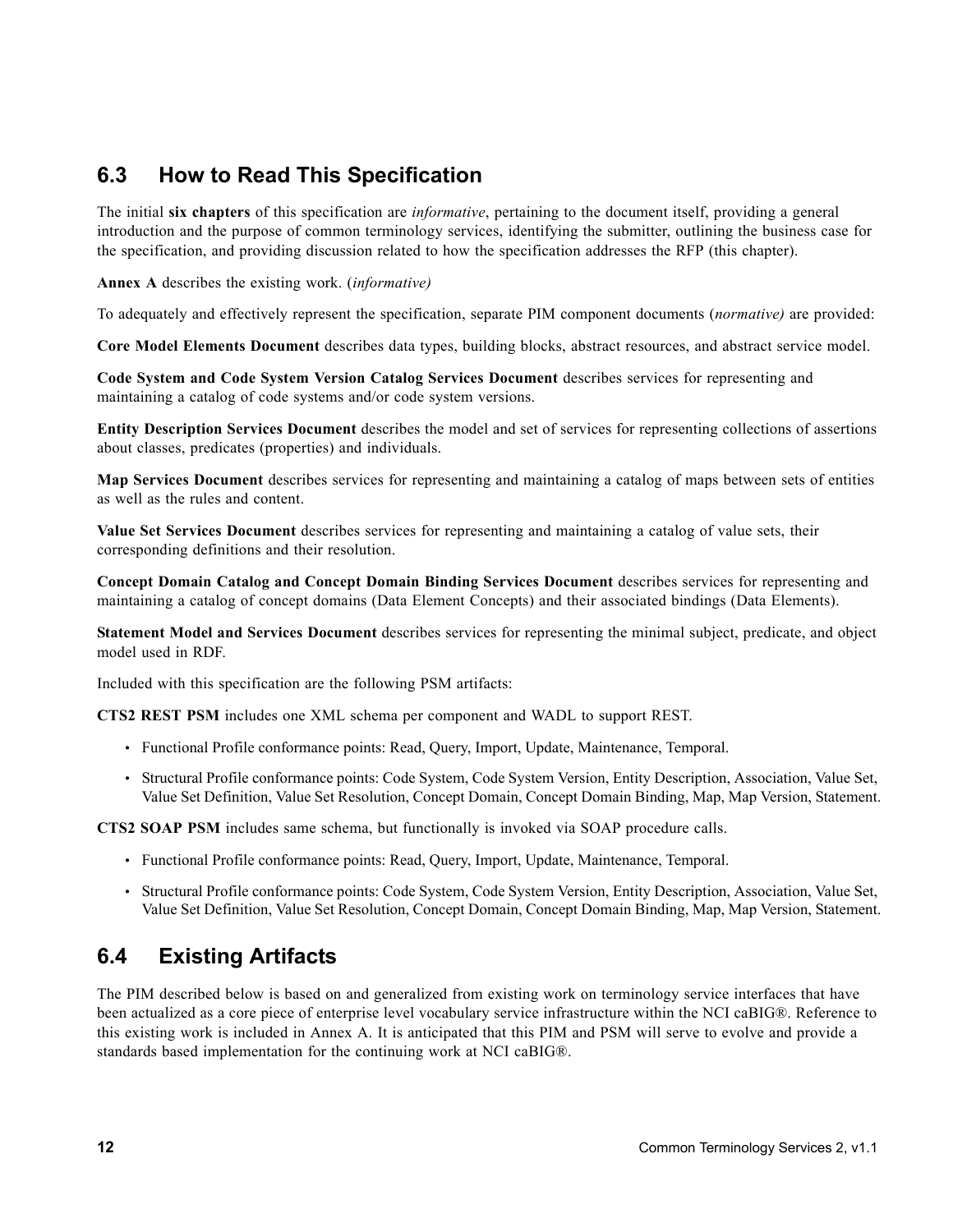## 6.3 How to Read This Specification

The initial **six chapters** of this specification are *informative*, pertaining to the document itself, providing a general introduction and the purpose of common terminology services, identifying the submitter, outlining the business case for the specification, and providing discussion related to how the specification addresses the RFP (this chapter).

**Annex A** describes the existing work. (*informative)*

To adequately and effectively represent the specification, separate PIM component documents (*normative)* are provided:

**Core Model Elements Document** describes data types, building blocks, abstract resources, and abstract service model.

**Code System and Code System Version Catalog Services Document** describes services for representing and maintaining a catalog of code systems and/or code system versions.

**Entity Description Services Document** describes the model and set of services for representing collections of assertions about classes, predicates (properties) and individuals.

**Map Services Document** describes services for representing and maintaining a catalog of maps between sets of entities as well as the rules and content.

**Value Set Services Document** describes services for representing and maintaining a catalog of value sets, their corresponding definitions and their resolution.

**Concept Domain Catalog and Concept Domain Binding Services Document** describes services for representing and maintaining a catalog of concept domains (Data Element Concepts) and their associated bindings (Data Elements).

**Statement Model and Services Document** describes services for representing the minimal subject, predicate, and object model used in RDF.

Included with this specification are the following PSM artifacts:

**CTS2 REST PSM** includes one XML schema per component and WADL to support REST.

- Functional Profile conformance points: Read, Query, Import, Update, Maintenance, Temporal.
- Structural Profile conformance points: Code System, Code System Version, Entity Description, Association, Value Set, Value Set Definition, Value Set Resolution, Concept Domain, Concept Domain Binding, Map, Map Version, Statement.

**CTS2 SOAP PSM** includes same schema, but functionally is invoked via SOAP procedure calls.

- Functional Profile conformance points: Read, Query, Import, Update, Maintenance, Temporal.
- Structural Profile conformance points: Code System, Code System Version, Entity Description, Association, Value Set, Value Set Definition, Value Set Resolution, Concept Domain, Concept Domain Binding, Map, Map Version, Statement.

## 6.4 Existing Artifacts

The PIM described below is based on and generalized from existing work on terminology service interfaces that have been actualized as a core piece of enterprise level vocabulary service infrastructure within the NCI caBIG®. Reference to this existing work is included in Annex A. It is anticipated that this PIM and PSM will serve to evolve and provide a standards based implementation for the continuing work at NCI caBIG®.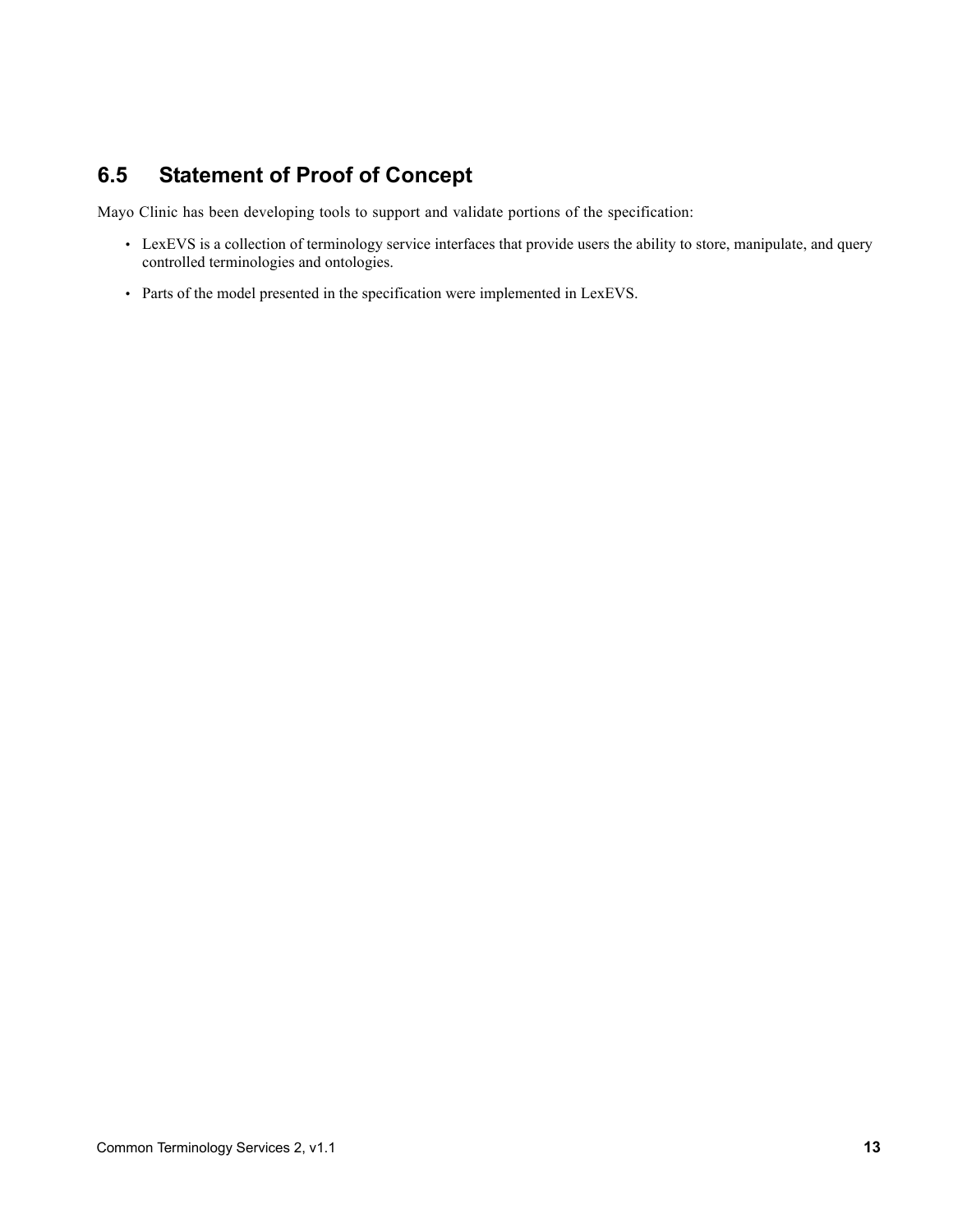## 6.5 Statement of Proof of Concept

Mayo Clinic has been developing tools to support and validate portions of the specification:

- LexEVS is a collection of terminology service interfaces that provide users the ability to store, manipulate, and query controlled terminologies and ontologies.
- Parts of the model presented in the specification were implemented in LexEVS.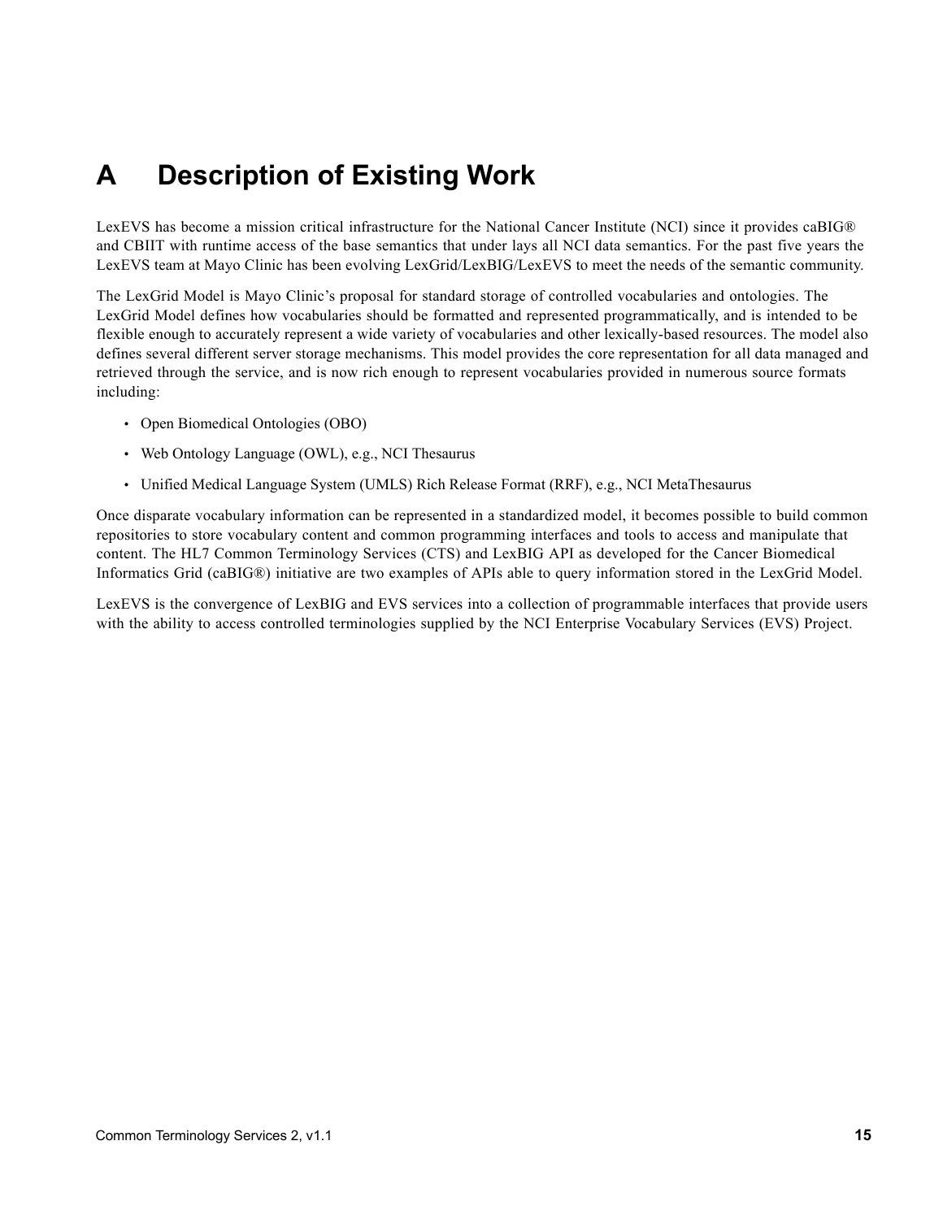# A Description of Existing Work

LexEVS has become a mission critical infrastructure for the National Cancer Institute (NCI) since it provides caBIG® and CBIIT with runtime access of the base semantics that under lays all NCI data semantics. For the past five years the LexEVS team at Mayo Clinic has been evolving LexGrid/LexBIG/LexEVS to meet the needs of the semantic community.

The LexGrid Model is Mayo Clinic's proposal for standard storage of controlled vocabularies and ontologies. The LexGrid Model defines how vocabularies should be formatted and represented programmatically, and is intended to be flexible enough to accurately represent a wide variety of vocabularies and other lexically-based resources. The model also defines several different server storage mechanisms. This model provides the core representation for all data managed and retrieved through the service, and is now rich enough to represent vocabularies provided in numerous source formats including:

- Open Biomedical Ontologies (OBO)
- Web Ontology Language (OWL), e.g., NCI Thesaurus
- Unified Medical Language System (UMLS) Rich Release Format (RRF), e.g., NCI MetaThesaurus

Once disparate vocabulary information can be represented in a standardized model, it becomes possible to build common repositories to store vocabulary content and common programming interfaces and tools to access and manipulate that content. The HL7 Common Terminology Services (CTS) and LexBIG API as developed for the Cancer Biomedical Informatics Grid (caBIG®) initiative are two examples of APIs able to query information stored in the LexGrid Model.

LexEVS is the convergence of LexBIG and EVS services into a collection of programmable interfaces that provide users with the ability to access controlled terminologies supplied by the NCI Enterprise Vocabulary Services (EVS) Project.